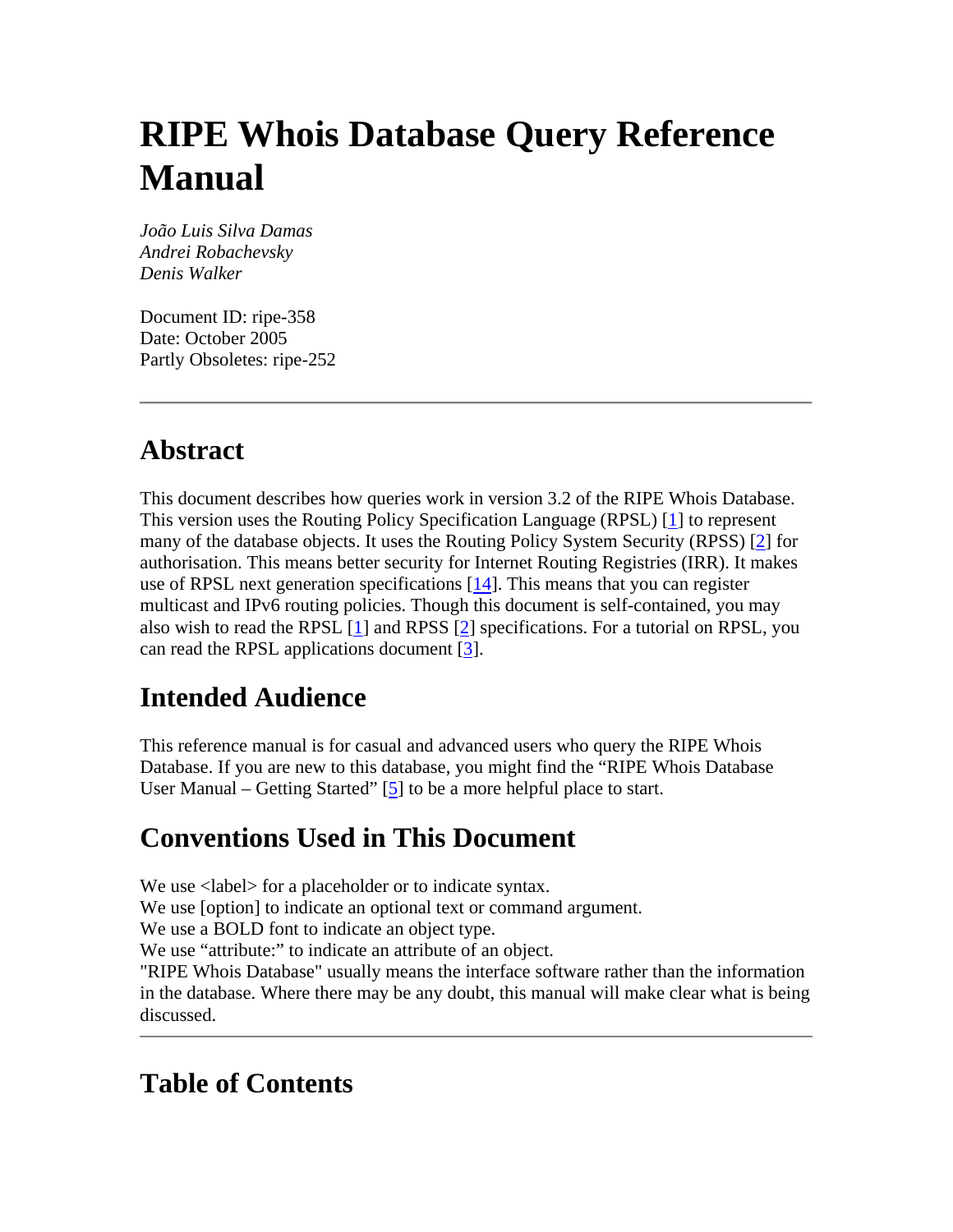# RIPE Whois Database Query Reference Manual

*João Luis Silva Damas*
*Andrei Robachevsky*
*Denis Walker*

Document ID: ripe-358
Date: October 2005
Partly Obsoletes: ripe-252

---

## Abstract

This document describes how queries work in version 3.2 of the RIPE Whois Database. This version uses the Routing Policy Specification Language (RPSL) [1] to represent many of the database objects. It uses the Routing Policy System Security (RPSS) [2] for authorisation. This means better security for Internet Routing Registries (IRR). It makes use of RPSL next generation specifications [14]. This means that you can register multicast and IPv6 routing policies. Though this document is self-contained, you may also wish to read the RPSL [1] and RPSS [2] specifications. For a tutorial on RPSL, you can read the RPSL applications document [3].

## Intended Audience

This reference manual is for casual and advanced users who query the RIPE Whois Database. If you are new to this database, you might find the "RIPE Whois Database User Manual – Getting Started" [5] to be a more helpful place to start.

## Conventions Used in This Document

We use <label> for a placeholder or to indicate syntax.
We use [option] to indicate an optional text or command argument.
We use a BOLD font to indicate an object type.
We use "attribute:" to indicate an attribute of an object.
"RIPE Whois Database" usually means the interface software rather than the information in the database. Where there may be any doubt, this manual will make clear what is being discussed.

---

## Table of Contents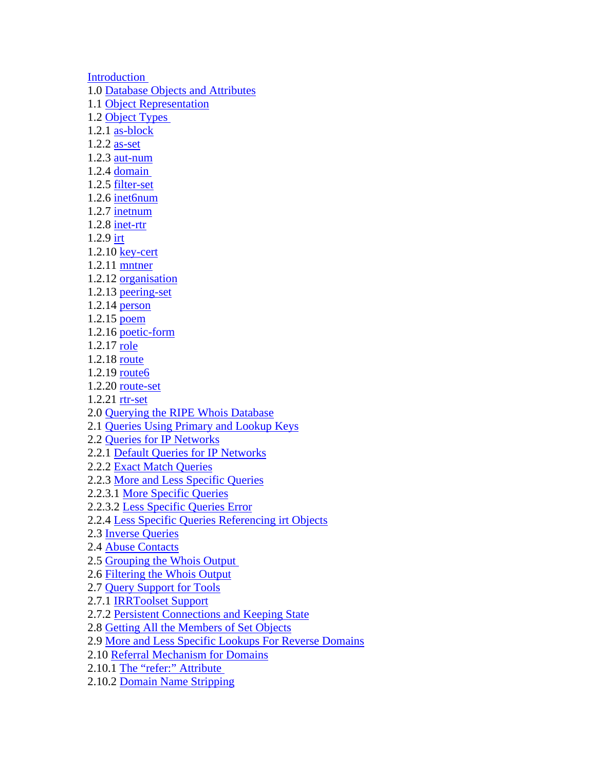Introduction
1.0 Database Objects and Attributes
1.1 Object Representation
1.2 Object Types
1.2.1 as-block
1.2.2 as-set
1.2.3 aut-num
1.2.4 domain
1.2.5 filter-set
1.2.6 inet6num
1.2.7 inetnum
1.2.8 inet-rtr
1.2.9 irt
1.2.10 key-cert
1.2.11 mntner
1.2.12 organisation
1.2.13 peering-set
1.2.14 person
1.2.15 poem
1.2.16 poetic-form
1.2.17 role
1.2.18 route
1.2.19 route6
1.2.20 route-set
1.2.21 rtr-set
2.0 Querying the RIPE Whois Database
2.1 Queries Using Primary and Lookup Keys
2.2 Queries for IP Networks
2.2.1 Default Queries for IP Networks
2.2.2 Exact Match Queries
2.2.3 More and Less Specific Queries
2.2.3.1 More Specific Queries
2.2.3.2 Less Specific Queries Error
2.2.4 Less Specific Queries Referencing irt Objects
2.3 Inverse Queries
2.4 Abuse Contacts
2.5 Grouping the Whois Output
2.6 Filtering the Whois Output
2.7 Query Support for Tools
2.7.1 IRRToolset Support
2.7.2 Persistent Connections and Keeping State
2.8 Getting All the Members of Set Objects
2.9 More and Less Specific Lookups For Reverse Domains
2.10 Referral Mechanism for Domains
2.10.1 The “refer:” Attribute
2.10.2 Domain Name Stripping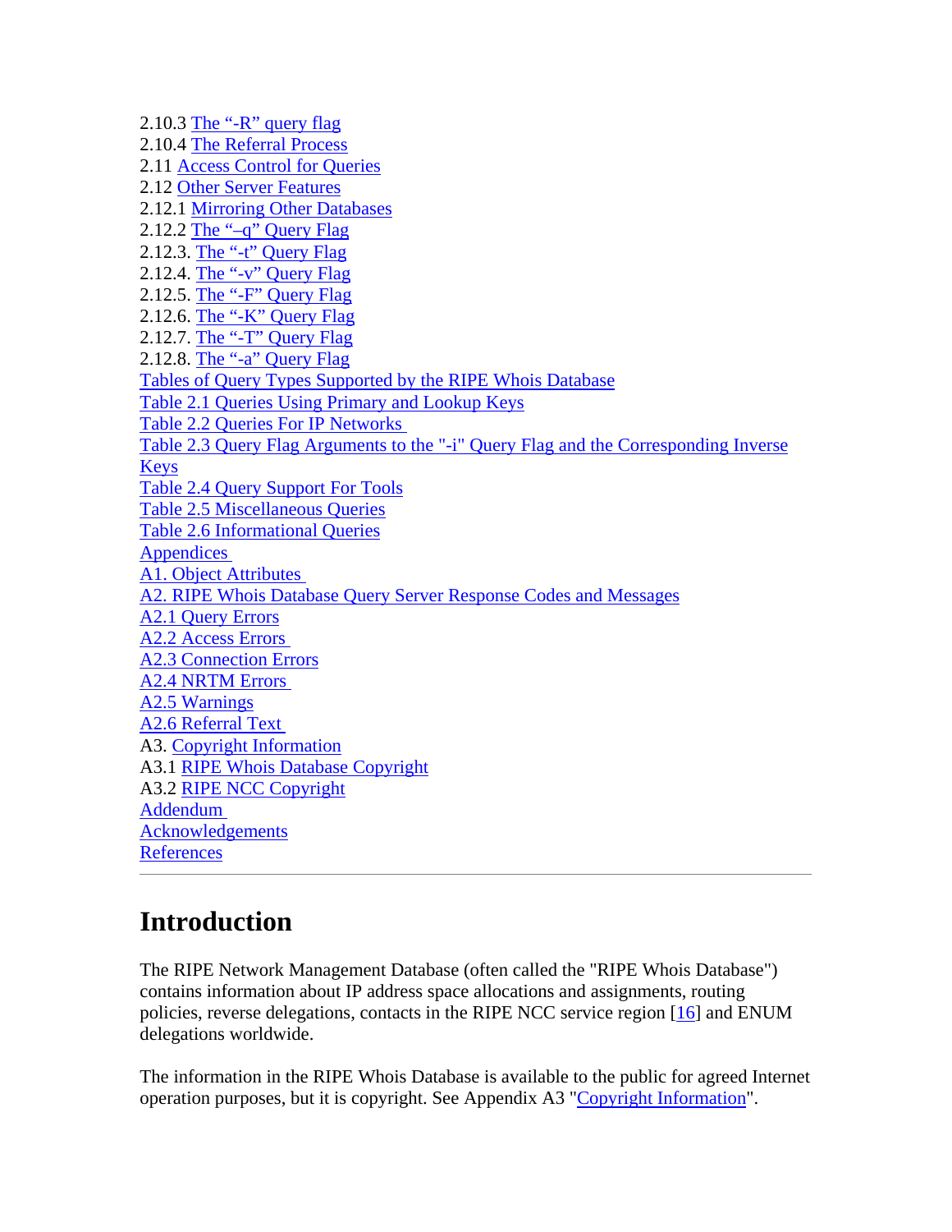2.10.3 The "-R" query flag
2.10.4 The Referral Process
2.11 Access Control for Queries
2.12 Other Server Features
2.12.1 Mirroring Other Databases
2.12.2 The "–q" Query Flag
2.12.3. The "-t" Query Flag
2.12.4. The "-v" Query Flag
2.12.5. The "-F" Query Flag
2.12.6. The "-K" Query Flag
2.12.7. The "-T" Query Flag
2.12.8. The "-a" Query Flag
Tables of Query Types Supported by the RIPE Whois Database
Table 2.1 Queries Using Primary and Lookup Keys
Table 2.2 Queries For IP Networks
Table 2.3 Query Flag Arguments to the "-i" Query Flag and the Corresponding Inverse Keys
Table 2.4 Query Support For Tools
Table 2.5 Miscellaneous Queries
Table 2.6 Informational Queries
Appendices
A1. Object Attributes
A2. RIPE Whois Database Query Server Response Codes and Messages
A2.1 Query Errors
A2.2 Access Errors
A2.3 Connection Errors
A2.4 NRTM Errors
A2.5 Warnings
A2.6 Referral Text
A3. Copyright Information
A3.1 RIPE Whois Database Copyright
A3.2 RIPE NCC Copyright
Addendum
Acknowledgements
References

---

# Introduction

The RIPE Network Management Database (often called the "RIPE Whois Database") contains information about IP address space allocations and assignments, routing policies, reverse delegations, contacts in the RIPE NCC service region [16] and ENUM delegations worldwide.

The information in the RIPE Whois Database is available to the public for agreed Internet operation purposes, but it is copyright. See Appendix A3 "Copyright Information".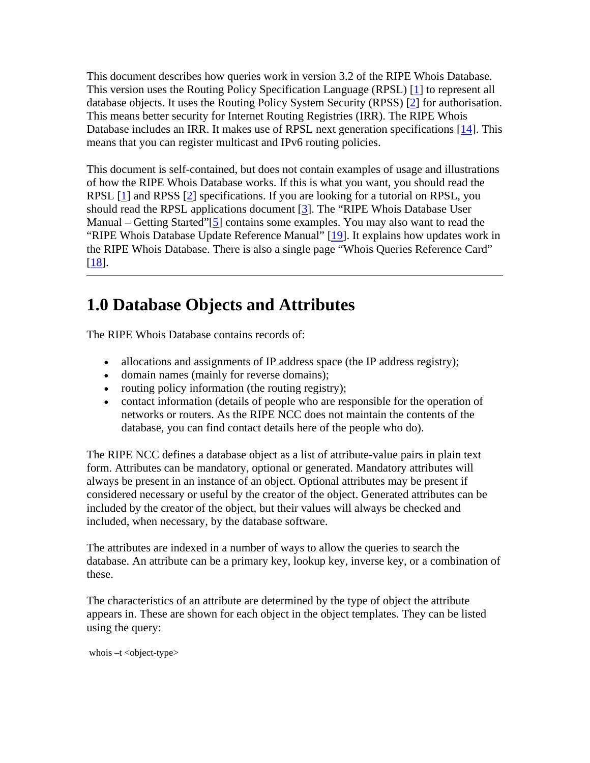This document describes how queries work in version 3.2 of the RIPE Whois Database. This version uses the Routing Policy Specification Language (RPSL) [1] to represent all database objects. It uses the Routing Policy System Security (RPSS) [2] for authorisation. This means better security for Internet Routing Registries (IRR). The RIPE Whois Database includes an IRR. It makes use of RPSL next generation specifications [14]. This means that you can register multicast and IPv6 routing policies.

This document is self-contained, but does not contain examples of usage and illustrations of how the RIPE Whois Database works. If this is what you want, you should read the RPSL [1] and RPSS [2] specifications. If you are looking for a tutorial on RPSL, you should read the RPSL applications document [3]. The "RIPE Whois Database User Manual – Getting Started"[5] contains some examples. You may also want to read the "RIPE Whois Database Update Reference Manual" [19]. It explains how updates work in the RIPE Whois Database. There is also a single page "Whois Queries Reference Card" [18].

---

# 1.0 Database Objects and Attributes

The RIPE Whois Database contains records of:

- allocations and assignments of IP address space (the IP address registry);
- domain names (mainly for reverse domains);
- routing policy information (the routing registry);
- contact information (details of people who are responsible for the operation of networks or routers. As the RIPE NCC does not maintain the contents of the database, you can find contact details here of the people who do).

The RIPE NCC defines a database object as a list of attribute-value pairs in plain text form. Attributes can be mandatory, optional or generated. Mandatory attributes will always be present in an instance of an object. Optional attributes may be present if considered necessary or useful by the creator of the object. Generated attributes can be included by the creator of the object, but their values will always be checked and included, when necessary, by the database software.

The attributes are indexed in a number of ways to allow the queries to search the database. An attribute can be a primary key, lookup key, inverse key, or a combination of these.

The characteristics of an attribute are determined by the type of object the attribute appears in. These are shown for each object in the object templates. They can be listed using the query:

```
whois –t <object-type>
```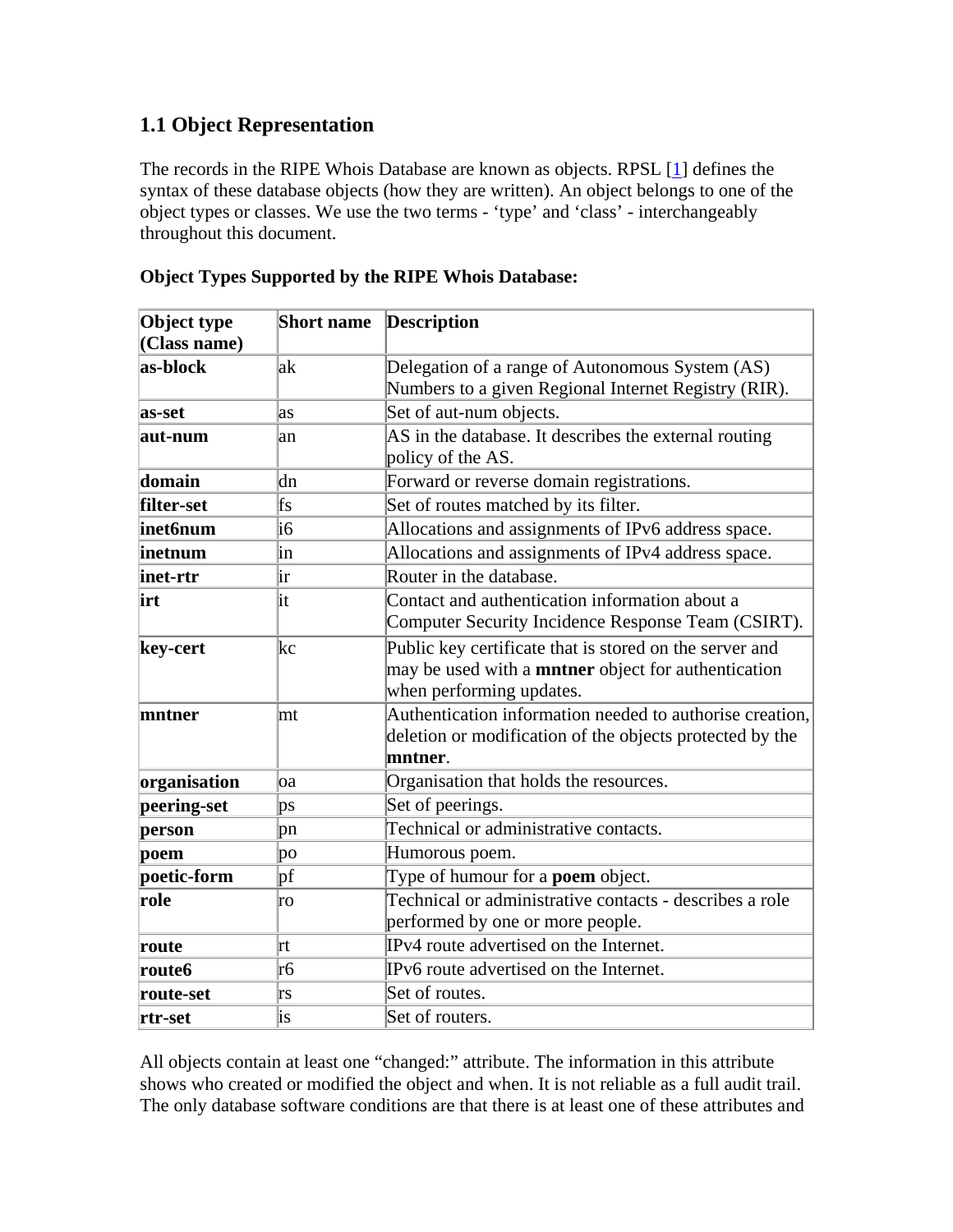## 1.1 Object Representation

The records in the RIPE Whois Database are known as objects. RPSL [1] defines the syntax of these database objects (how they are written). An object belongs to one of the object types or classes. We use the two terms - 'type' and 'class' - interchangeably throughout this document.

**Object Types Supported by the RIPE Whois Database:**

| Object type (Class name) | Short name | Description |
|---|---|---|
| **as-block** | ak | Delegation of a range of Autonomous System (AS) Numbers to a given Regional Internet Registry (RIR). |
| **as-set** | as | Set of aut-num objects. |
| **aut-num** | an | AS in the database. It describes the external routing policy of the AS. |
| **domain** | dn | Forward or reverse domain registrations. |
| **filter-set** | fs | Set of routes matched by its filter. |
| **inet6num** | i6 | Allocations and assignments of IPv6 address space. |
| **inetnum** | in | Allocations and assignments of IPv4 address space. |
| **inet-rtr** | ir | Router in the database. |
| **irt** | it | Contact and authentication information about a Computer Security Incidence Response Team (CSIRT). |
| **key-cert** | kc | Public key certificate that is stored on the server and may be used with a **mntner** object for authentication when performing updates. |
| **mntner** | mt | Authentication information needed to authorise creation, deletion or modification of the objects protected by the **mntner**. |
| **organisation** | oa | Organisation that holds the resources. |
| **peering-set** | ps | Set of peerings. |
| **person** | pn | Technical or administrative contacts. |
| **poem** | po | Humorous poem. |
| **poetic-form** | pf | Type of humour for a **poem** object. |
| **role** | ro | Technical or administrative contacts - describes a role performed by one or more people. |
| **route** | rt | IPv4 route advertised on the Internet. |
| **route6** | r6 | IPv6 route advertised on the Internet. |
| **route-set** | rs | Set of routes. |
| **rtr-set** | is | Set of routers. |

All objects contain at least one "changed:" attribute. The information in this attribute shows who created or modified the object and when. It is not reliable as a full audit trail. The only database software conditions are that there is at least one of these attributes and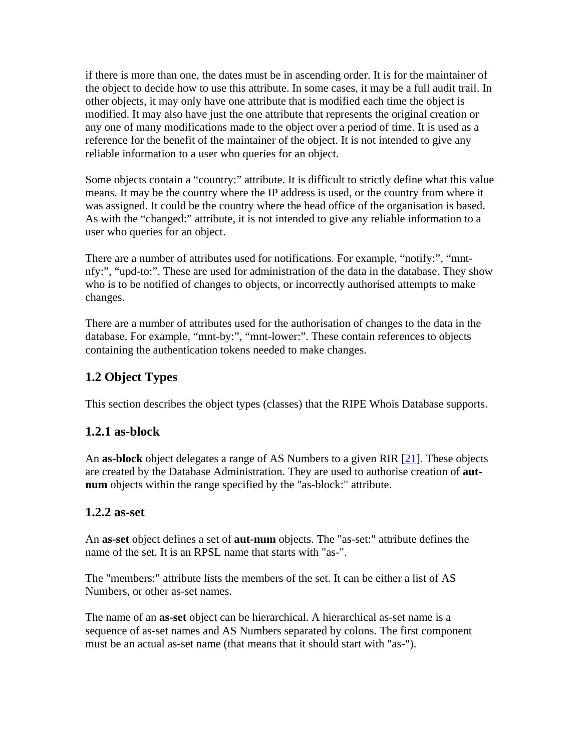if there is more than one, the dates must be in ascending order. It is for the maintainer of the object to decide how to use this attribute. In some cases, it may be a full audit trail. In other objects, it may only have one attribute that is modified each time the object is modified. It may also have just the one attribute that represents the original creation or any one of many modifications made to the object over a period of time. It is used as a reference for the benefit of the maintainer of the object. It is not intended to give any reliable information to a user who queries for an object.

Some objects contain a “country:” attribute. It is difficult to strictly define what this value means. It may be the country where the IP address is used, or the country from where it was assigned. It could be the country where the head office of the organisation is based. As with the “changed:” attribute, it is not intended to give any reliable information to a user who queries for an object.

There are a number of attributes used for notifications. For example, “notify:”, “mnt-nfy:”, “upd-to:”. These are used for administration of the data in the database. They show who is to be notified of changes to objects, or incorrectly authorised attempts to make changes.

There are a number of attributes used for the authorisation of changes to the data in the database. For example, “mnt-by:”, “mnt-lower:”. These contain references to objects containing the authentication tokens needed to make changes.

## 1.2 Object Types

This section describes the object types (classes) that the RIPE Whois Database supports.

### 1.2.1 as-block

An **as-block** object delegates a range of AS Numbers to a given RIR [21]. These objects are created by the Database Administration. They are used to authorise creation of **aut-num** objects within the range specified by the "as-block:" attribute.

### 1.2.2 as-set

An **as-set** object defines a set of **aut-num** objects. The "as-set:" attribute defines the name of the set. It is an RPSL name that starts with "as-".

The "members:" attribute lists the members of the set. It can be either a list of AS Numbers, or other as-set names.

The name of an **as-set** object can be hierarchical. A hierarchical as-set name is a sequence of as-set names and AS Numbers separated by colons. The first component must be an actual as-set name (that means that it should start with "as-").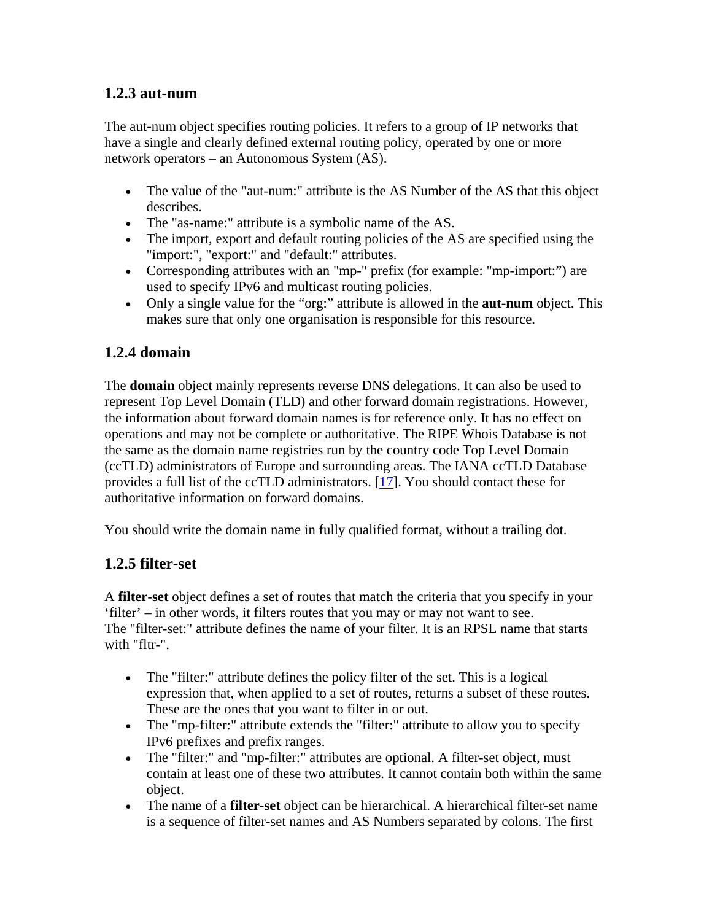### 1.2.3 aut-num

The aut-num object specifies routing policies. It refers to a group of IP networks that have a single and clearly defined external routing policy, operated by one or more network operators – an Autonomous System (AS).

- The value of the "aut-num:" attribute is the AS Number of the AS that this object describes.
- The "as-name:" attribute is a symbolic name of the AS.
- The import, export and default routing policies of the AS are specified using the "import:", "export:" and "default:" attributes.
- Corresponding attributes with an "mp-" prefix (for example: "mp-import:") are used to specify IPv6 and multicast routing policies.
- Only a single value for the "org:" attribute is allowed in the **aut-num** object. This makes sure that only one organisation is responsible for this resource.

### 1.2.4 domain

The **domain** object mainly represents reverse DNS delegations. It can also be used to represent Top Level Domain (TLD) and other forward domain registrations. However, the information about forward domain names is for reference only. It has no effect on operations and may not be complete or authoritative. The RIPE Whois Database is not the same as the domain name registries run by the country code Top Level Domain (ccTLD) administrators of Europe and surrounding areas. The IANA ccTLD Database provides a full list of the ccTLD administrators. [17]. You should contact these for authoritative information on forward domains.

You should write the domain name in fully qualified format, without a trailing dot.

### 1.2.5 filter-set

A **filter-set** object defines a set of routes that match the criteria that you specify in your 'filter' – in other words, it filters routes that you may or may not want to see.
The "filter-set:" attribute defines the name of your filter. It is an RPSL name that starts with "fltr-".

- The "filter:" attribute defines the policy filter of the set. This is a logical expression that, when applied to a set of routes, returns a subset of these routes. These are the ones that you want to filter in or out.
- The "mp-filter:" attribute extends the "filter:" attribute to allow you to specify IPv6 prefixes and prefix ranges.
- The "filter:" and "mp-filter:" attributes are optional. A filter-set object, must contain at least one of these two attributes. It cannot contain both within the same object.
- The name of a **filter-set** object can be hierarchical. A hierarchical filter-set name is a sequence of filter-set names and AS Numbers separated by colons. The first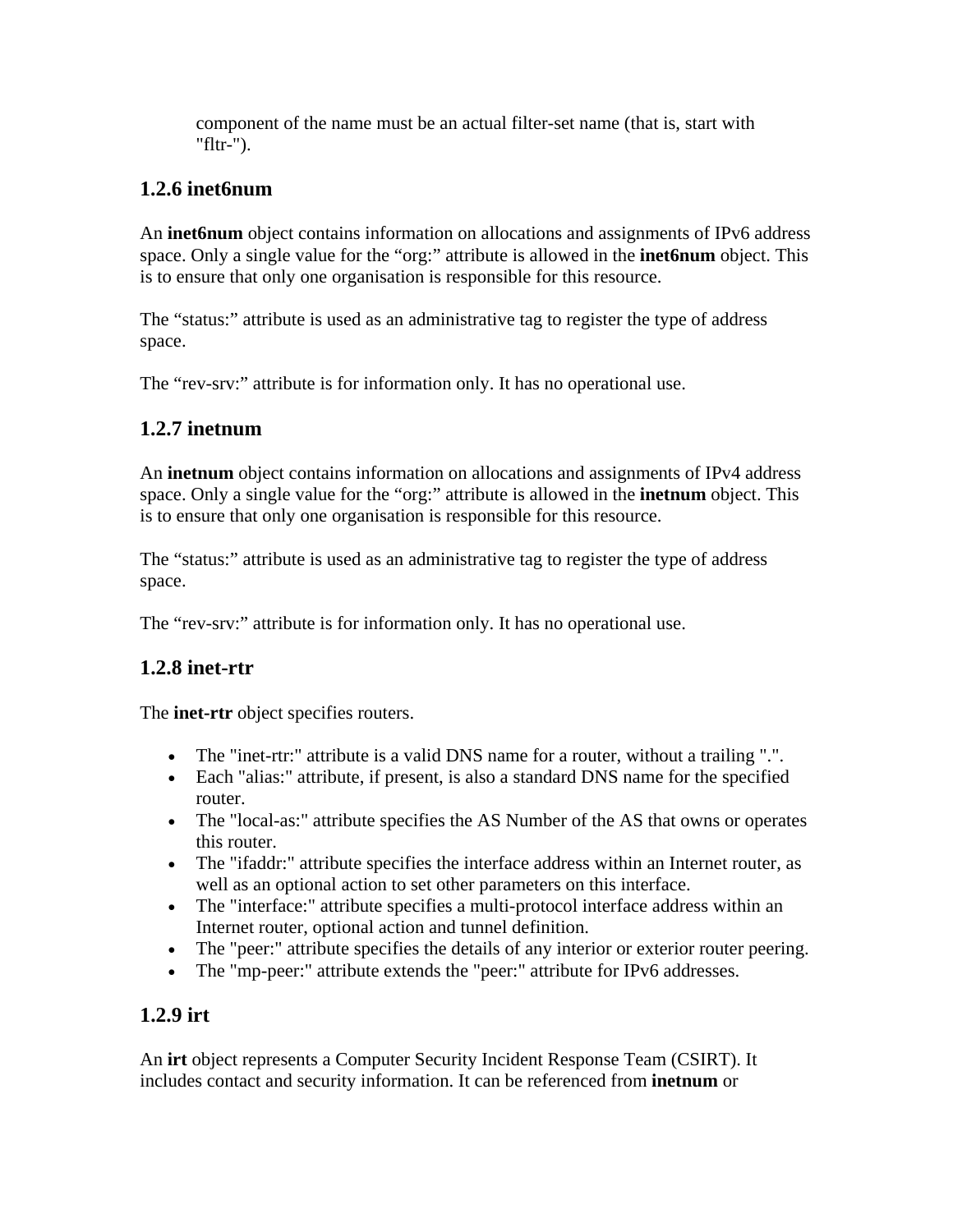component of the name must be an actual filter-set name (that is, start with "fltr-").

### 1.2.6 inet6num

An **inet6num** object contains information on allocations and assignments of IPv6 address space. Only a single value for the “org:” attribute is allowed in the **inet6num** object. This is to ensure that only one organisation is responsible for this resource.

The “status:” attribute is used as an administrative tag to register the type of address space.

The “rev-srv:” attribute is for information only. It has no operational use.

### 1.2.7 inetnum

An **inetnum** object contains information on allocations and assignments of IPv4 address space. Only a single value for the “org:” attribute is allowed in the **inetnum** object. This is to ensure that only one organisation is responsible for this resource.

The “status:” attribute is used as an administrative tag to register the type of address space.

The “rev-srv:” attribute is for information only. It has no operational use.

### 1.2.8 inet-rtr

The **inet-rtr** object specifies routers.

- The "inet-rtr:" attribute is a valid DNS name for a router, without a trailing ".".
- Each "alias:" attribute, if present, is also a standard DNS name for the specified router.
- The "local-as:" attribute specifies the AS Number of the AS that owns or operates this router.
- The "ifaddr:" attribute specifies the interface address within an Internet router, as well as an optional action to set other parameters on this interface.
- The "interface:" attribute specifies a multi-protocol interface address within an Internet router, optional action and tunnel definition.
- The "peer:" attribute specifies the details of any interior or exterior router peering.
- The "mp-peer:" attribute extends the "peer:" attribute for IPv6 addresses.

### 1.2.9 irt

An **irt** object represents a Computer Security Incident Response Team (CSIRT). It includes contact and security information. It can be referenced from **inetnum** or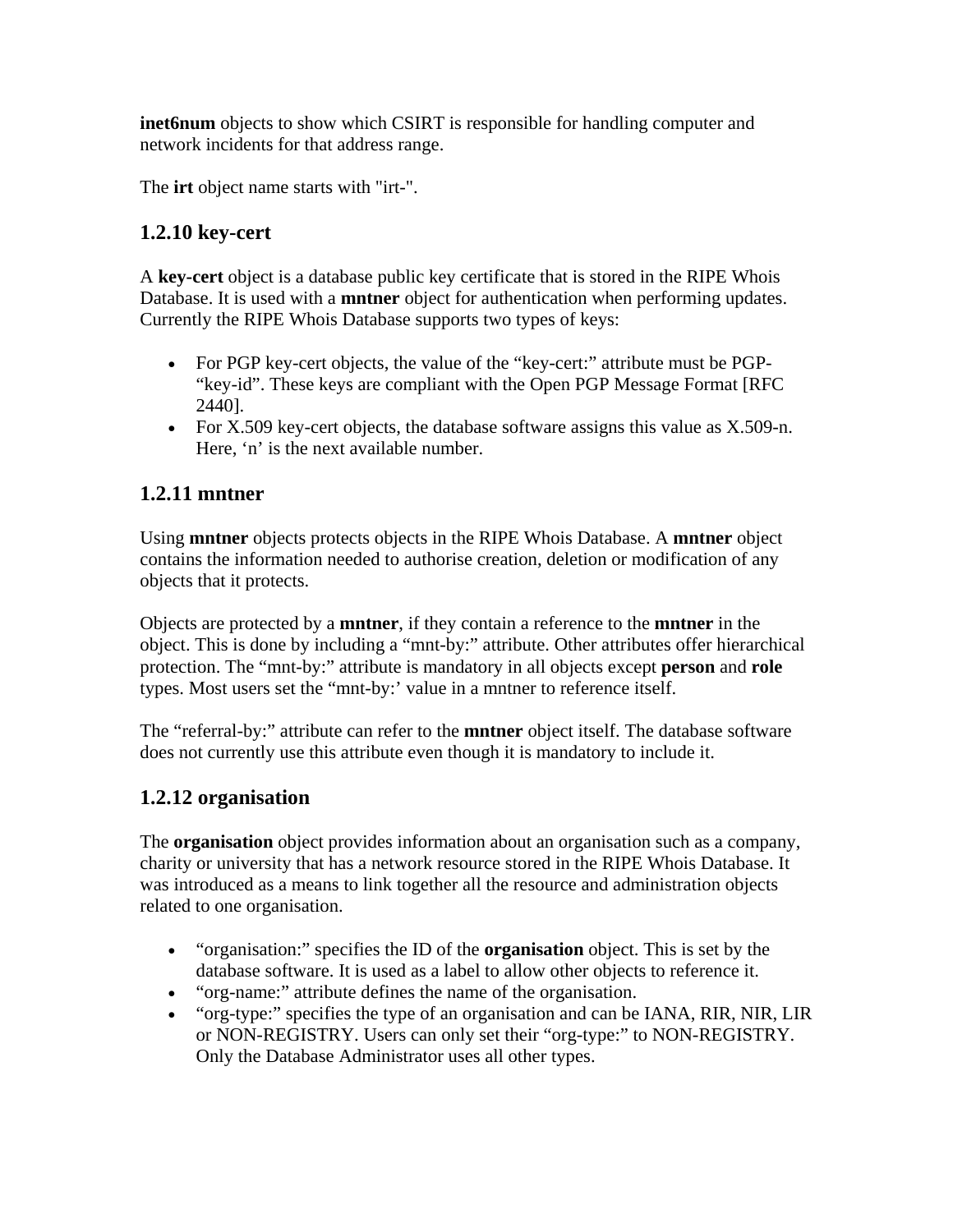**inet6num** objects to show which CSIRT is responsible for handling computer and network incidents for that address range.

The **irt** object name starts with "irt-".

### 1.2.10 key-cert

A **key-cert** object is a database public key certificate that is stored in the RIPE Whois Database. It is used with a **mntner** object for authentication when performing updates. Currently the RIPE Whois Database supports two types of keys:

- For PGP key-cert objects, the value of the “key-cert:” attribute must be PGP-“key-id”. These keys are compliant with the Open PGP Message Format [RFC 2440].
- For X.509 key-cert objects, the database software assigns this value as X.509-n. Here, ‘n’ is the next available number.

### 1.2.11 mntner

Using **mntner** objects protects objects in the RIPE Whois Database. A **mntner** object contains the information needed to authorise creation, deletion or modification of any objects that it protects.

Objects are protected by a **mntner**, if they contain a reference to the **mntner** in the object. This is done by including a “mnt-by:” attribute. Other attributes offer hierarchical protection. The “mnt-by:” attribute is mandatory in all objects except **person** and **role** types. Most users set the “mnt-by:’ value in a mntner to reference itself.

The “referral-by:” attribute can refer to the **mntner** object itself. The database software does not currently use this attribute even though it is mandatory to include it.

### 1.2.12 organisation

The **organisation** object provides information about an organisation such as a company, charity or university that has a network resource stored in the RIPE Whois Database. It was introduced as a means to link together all the resource and administration objects related to one organisation.

- “organisation:” specifies the ID of the **organisation** object. This is set by the database software. It is used as a label to allow other objects to reference it.
- “org-name:” attribute defines the name of the organisation.
- “org-type:” specifies the type of an organisation and can be IANA, RIR, NIR, LIR or NON-REGISTRY. Users can only set their “org-type:” to NON-REGISTRY. Only the Database Administrator uses all other types.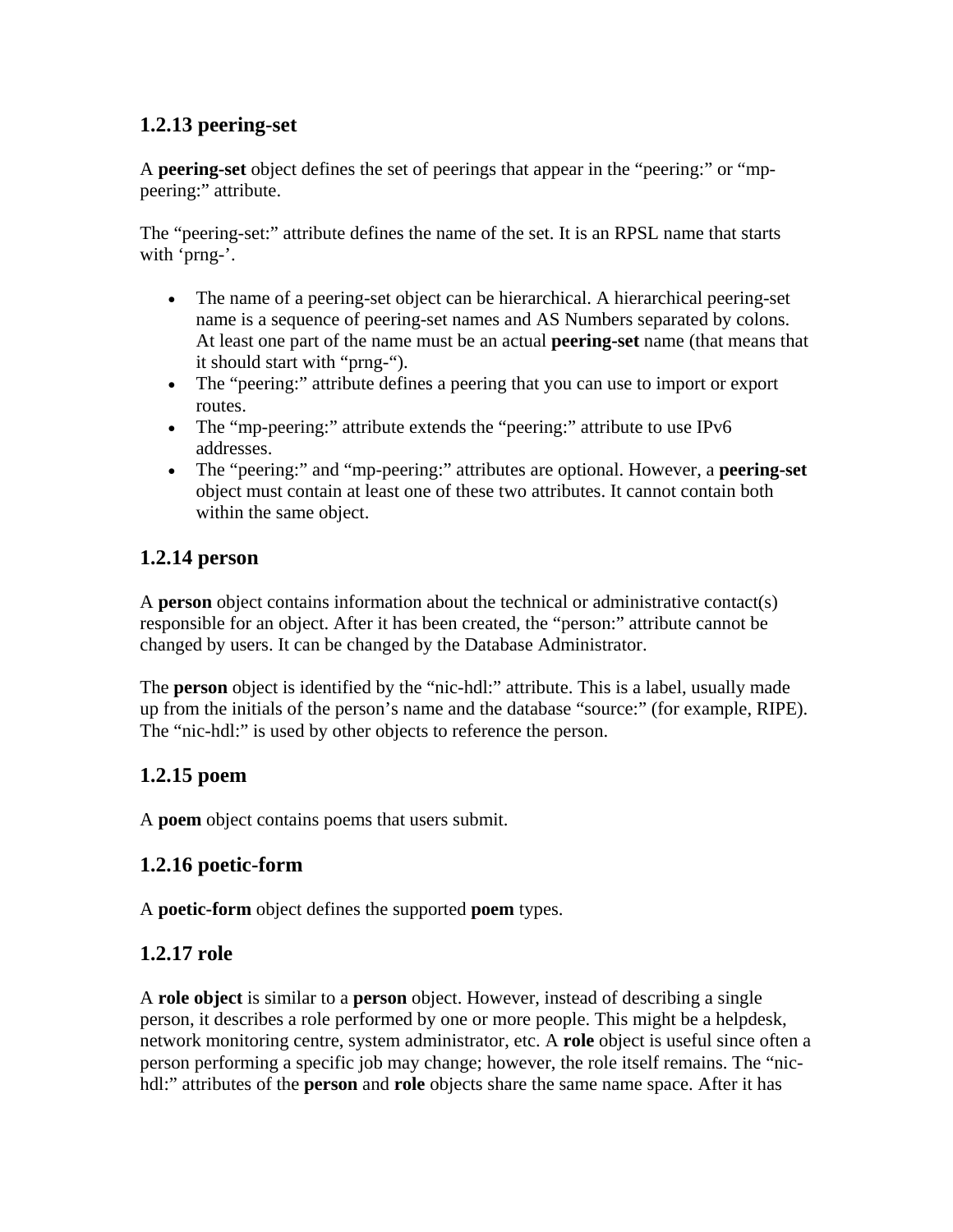### 1.2.13 peering-set

A **peering-set** object defines the set of peerings that appear in the “peering:” or “mp-peering:” attribute.

The “peering-set:” attribute defines the name of the set. It is an RPSL name that starts with ‘prng-’.

- The name of a peering-set object can be hierarchical. A hierarchical peering-set name is a sequence of peering-set names and AS Numbers separated by colons. At least one part of the name must be an actual **peering-set** name (that means that it should start with “prng-“).
- The “peering:” attribute defines a peering that you can use to import or export routes.
- The “mp-peering:” attribute extends the “peering:” attribute to use IPv6 addresses.
- The “peering:” and “mp-peering:” attributes are optional. However, a **peering-set** object must contain at least one of these two attributes. It cannot contain both within the same object.

### 1.2.14 person

A **person** object contains information about the technical or administrative contact(s) responsible for an object. After it has been created, the “person:” attribute cannot be changed by users. It can be changed by the Database Administrator.

The **person** object is identified by the “nic-hdl:” attribute. This is a label, usually made up from the initials of the person’s name and the database “source:” (for example, RIPE). The “nic-hdl:” is used by other objects to reference the person.

### 1.2.15 poem

A **poem** object contains poems that users submit.

### 1.2.16 poetic-form

A **poetic-form** object defines the supported **poem** types.

### 1.2.17 role

A **role object** is similar to a **person** object. However, instead of describing a single person, it describes a role performed by one or more people. This might be a helpdesk, network monitoring centre, system administrator, etc. A **role** object is useful since often a person performing a specific job may change; however, the role itself remains. The “nic-hdl:” attributes of the **person** and **role** objects share the same name space. After it has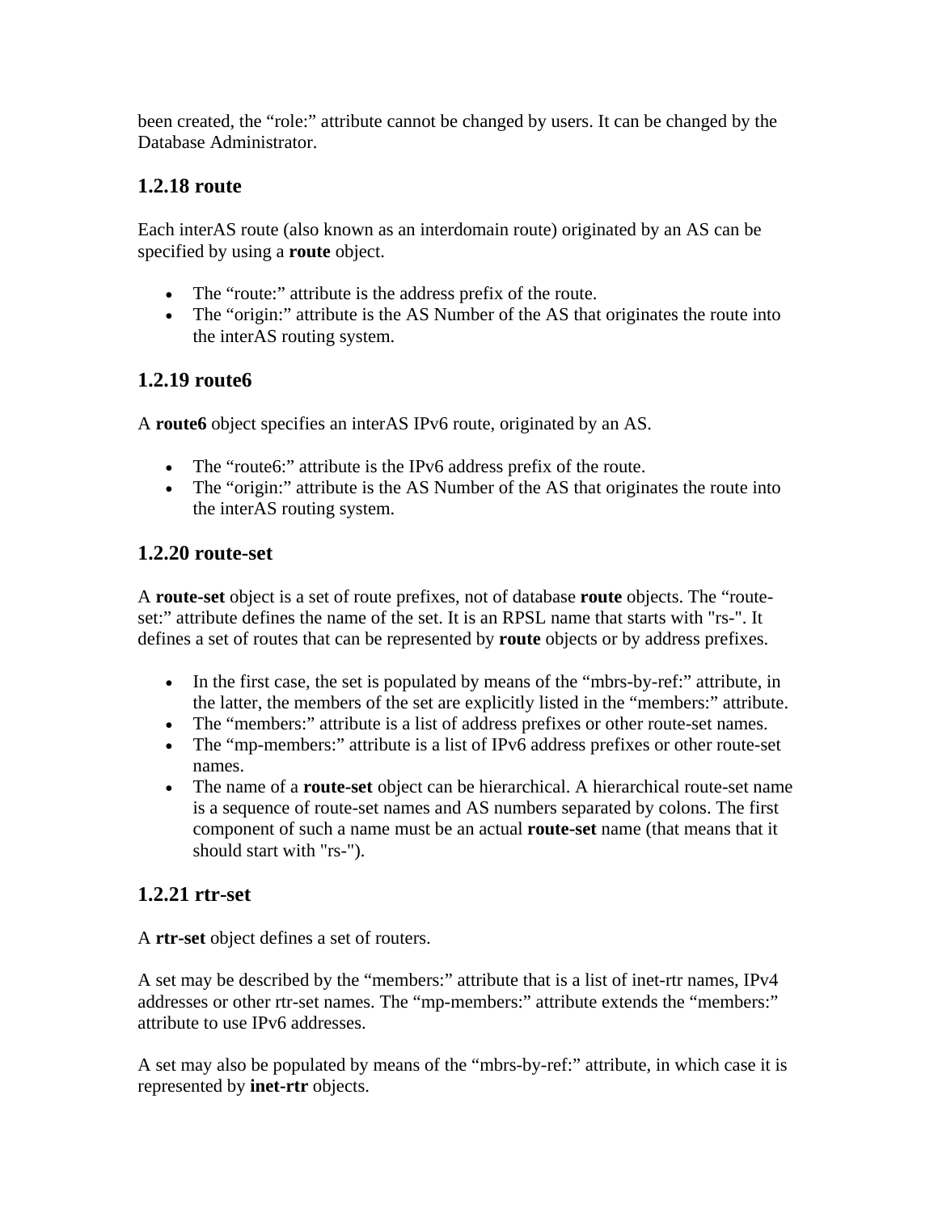been created, the “role:” attribute cannot be changed by users. It can be changed by the Database Administrator.

### 1.2.18 route

Each interAS route (also known as an interdomain route) originated by an AS can be specified by using a **route** object.

- The “route:” attribute is the address prefix of the route.
- The “origin:” attribute is the AS Number of the AS that originates the route into the interAS routing system.

### 1.2.19 route6

A **route6** object specifies an interAS IPv6 route, originated by an AS.

- The “route6:” attribute is the IPv6 address prefix of the route.
- The “origin:” attribute is the AS Number of the AS that originates the route into the interAS routing system.

### 1.2.20 route-set

A **route-set** object is a set of route prefixes, not of database **route** objects. The “route-set:” attribute defines the name of the set. It is an RPSL name that starts with "rs-". It defines a set of routes that can be represented by **route** objects or by address prefixes.

- In the first case, the set is populated by means of the “mbrs-by-ref:” attribute, in the latter, the members of the set are explicitly listed in the “members:” attribute.
- The “members:” attribute is a list of address prefixes or other route-set names.
- The “mp-members:” attribute is a list of IPv6 address prefixes or other route-set names.
- The name of a **route-set** object can be hierarchical. A hierarchical route-set name is a sequence of route-set names and AS numbers separated by colons. The first component of such a name must be an actual **route-set** name (that means that it should start with "rs-").

### 1.2.21 rtr-set

A **rtr-set** object defines a set of routers.

A set may be described by the “members:” attribute that is a list of inet-rtr names, IPv4 addresses or other rtr-set names. The “mp-members:” attribute extends the “members:” attribute to use IPv6 addresses.

A set may also be populated by means of the “mbrs-by-ref:” attribute, in which case it is represented by **inet-rtr** objects.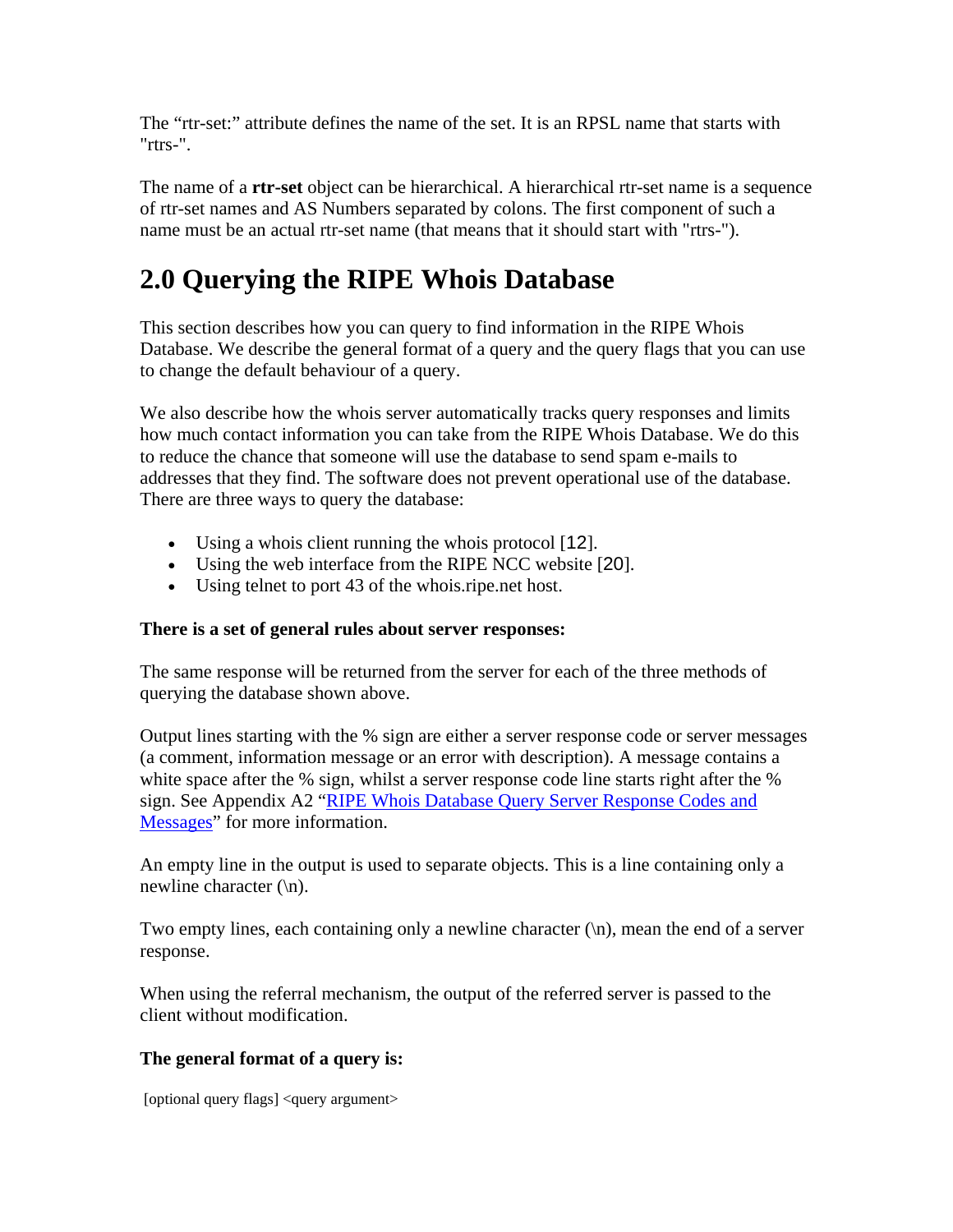The “rtr-set:” attribute defines the name of the set. It is an RPSL name that starts with "rtrs-".

The name of a **rtr-set** object can be hierarchical. A hierarchical rtr-set name is a sequence of rtr-set names and AS Numbers separated by colons. The first component of such a name must be an actual rtr-set name (that means that it should start with "rtrs-").

# 2.0 Querying the RIPE Whois Database

This section describes how you can query to find information in the RIPE Whois Database. We describe the general format of a query and the query flags that you can use to change the default behaviour of a query.

We also describe how the whois server automatically tracks query responses and limits how much contact information you can take from the RIPE Whois Database. We do this to reduce the chance that someone will use the database to send spam e-mails to addresses that they find. The software does not prevent operational use of the database. There are three ways to query the database:

- Using a whois client running the whois protocol [12].
- Using the web interface from the RIPE NCC website [20].
- Using telnet to port 43 of the whois.ripe.net host.

**There is a set of general rules about server responses:**

The same response will be returned from the server for each of the three methods of querying the database shown above.

Output lines starting with the % sign are either a server response code or server messages (a comment, information message or an error with description). A message contains a white space after the % sign, whilst a server response code line starts right after the % sign. See Appendix A2 “RIPE Whois Database Query Server Response Codes and Messages” for more information.

An empty line in the output is used to separate objects. This is a line containing only a newline character (\n).

Two empty lines, each containing only a newline character (\n), mean the end of a server response.

When using the referral mechanism, the output of the referred server is passed to the client without modification.

**The general format of a query is:**

```
[optional query flags] <query argument>
```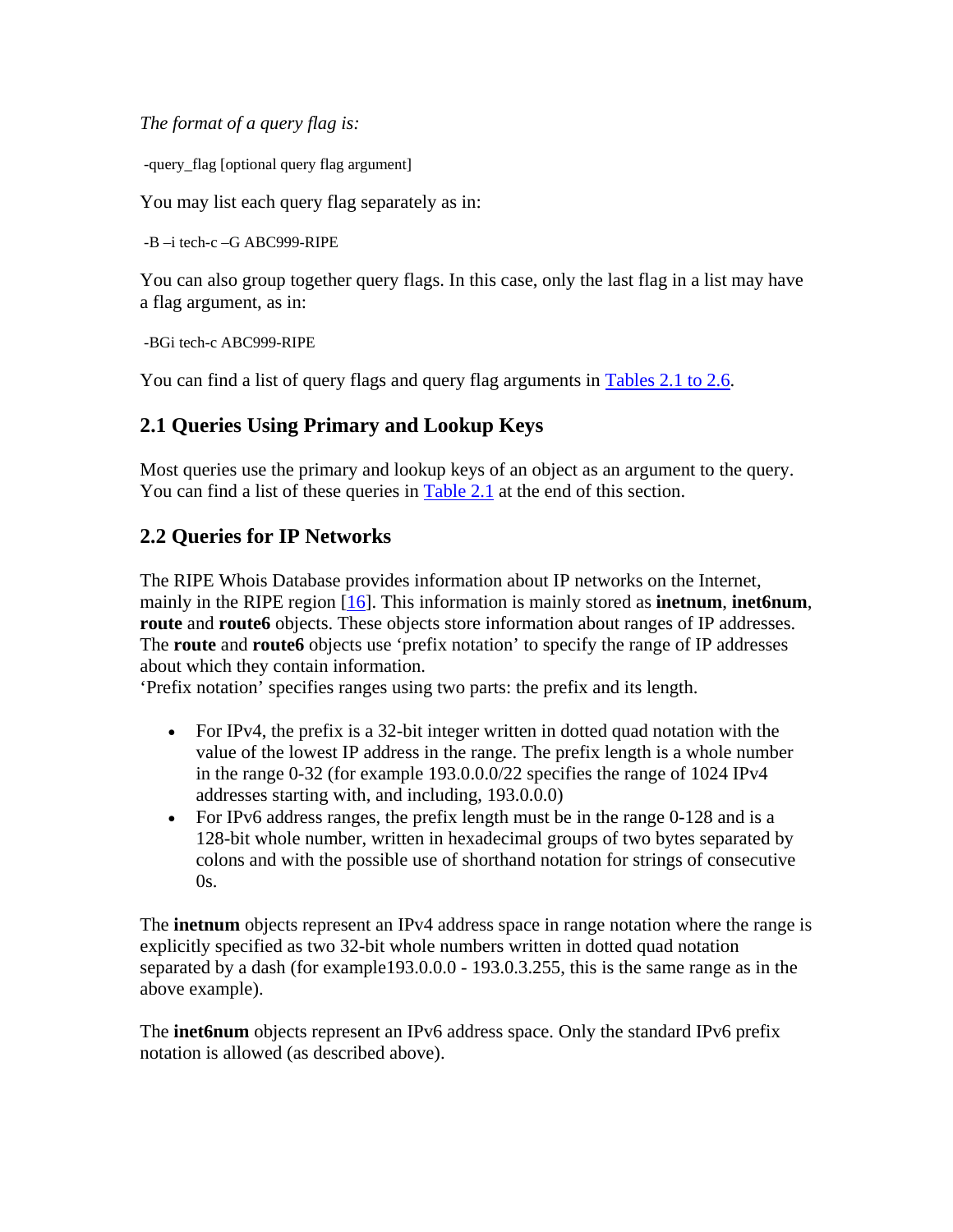*The format of a query flag is:*

```
-query_flag [optional query flag argument]
```

You may list each query flag separately as in:

```
-B –i tech-c –G ABC999-RIPE
```

You can also group together query flags. In this case, only the last flag in a list may have a flag argument, as in:

```
-BGi tech-c ABC999-RIPE
```

You can find a list of query flags and query flag arguments in Tables 2.1 to 2.6.

## 2.1 Queries Using Primary and Lookup Keys

Most queries use the primary and lookup keys of an object as an argument to the query. You can find a list of these queries in Table 2.1 at the end of this section.

## 2.2 Queries for IP Networks

The RIPE Whois Database provides information about IP networks on the Internet, mainly in the RIPE region [16]. This information is mainly stored as **inetnum**, **inet6num**, **route** and **route6** objects. These objects store information about ranges of IP addresses. The **route** and **route6** objects use 'prefix notation' to specify the range of IP addresses about which they contain information.
'Prefix notation' specifies ranges using two parts: the prefix and its length.

- For IPv4, the prefix is a 32-bit integer written in dotted quad notation with the value of the lowest IP address in the range. The prefix length is a whole number in the range 0-32 (for example 193.0.0.0/22 specifies the range of 1024 IPv4 addresses starting with, and including, 193.0.0.0)
- For IPv6 address ranges, the prefix length must be in the range 0-128 and is a 128-bit whole number, written in hexadecimal groups of two bytes separated by colons and with the possible use of shorthand notation for strings of consecutive 0s.

The **inetnum** objects represent an IPv4 address space in range notation where the range is explicitly specified as two 32-bit whole numbers written in dotted quad notation separated by a dash (for example193.0.0.0 - 193.0.3.255, this is the same range as in the above example).

The **inet6num** objects represent an IPv6 address space. Only the standard IPv6 prefix notation is allowed (as described above).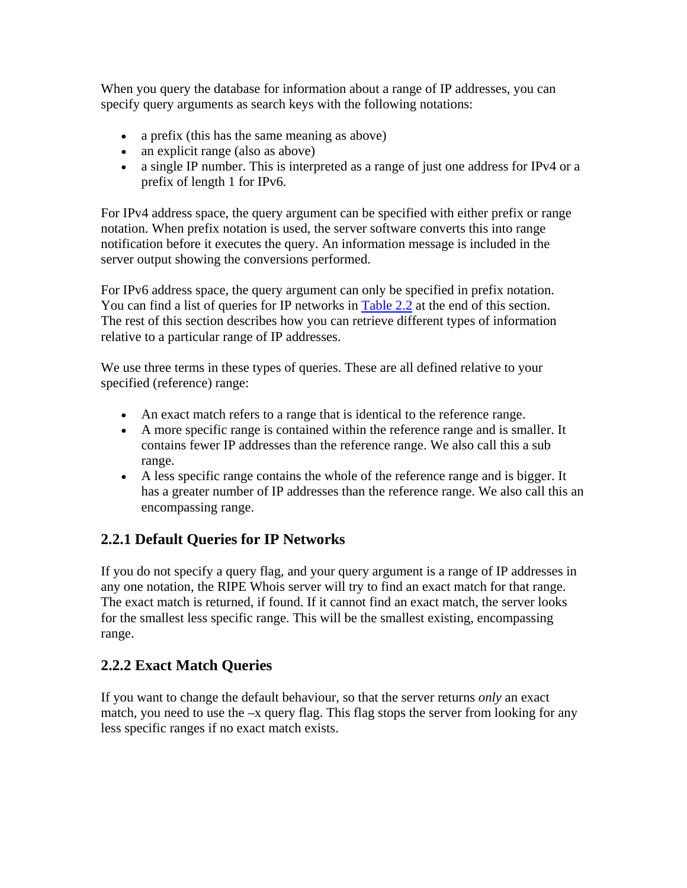When you query the database for information about a range of IP addresses, you can specify query arguments as search keys with the following notations:

- a prefix (this has the same meaning as above)
- an explicit range (also as above)
- a single IP number. This is interpreted as a range of just one address for IPv4 or a prefix of length 1 for IPv6.

For IPv4 address space, the query argument can be specified with either prefix or range notation. When prefix notation is used, the server software converts this into range notification before it executes the query. An information message is included in the server output showing the conversions performed.

For IPv6 address space, the query argument can only be specified in prefix notation. You can find a list of queries for IP networks in Table 2.2 at the end of this section. The rest of this section describes how you can retrieve different types of information relative to a particular range of IP addresses.

We use three terms in these types of queries. These are all defined relative to your specified (reference) range:

- An exact match refers to a range that is identical to the reference range.
- A more specific range is contained within the reference range and is smaller. It contains fewer IP addresses than the reference range. We also call this a sub range.
- A less specific range contains the whole of the reference range and is bigger. It has a greater number of IP addresses than the reference range. We also call this an encompassing range.

### 2.2.1 Default Queries for IP Networks

If you do not specify a query flag, and your query argument is a range of IP addresses in any one notation, the RIPE Whois server will try to find an exact match for that range. The exact match is returned, if found. If it cannot find an exact match, the server looks for the smallest less specific range. This will be the smallest existing, encompassing range.

### 2.2.2 Exact Match Queries

If you want to change the default behaviour, so that the server returns *only* an exact match, you need to use the –x query flag. This flag stops the server from looking for any less specific ranges if no exact match exists.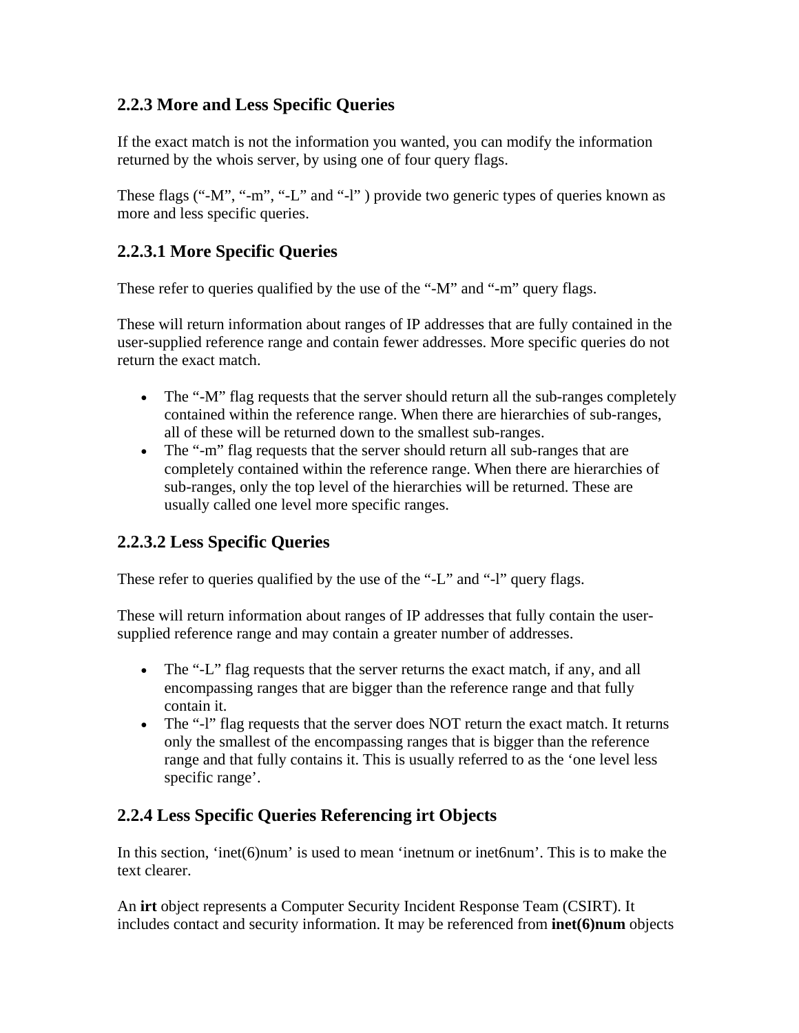### 2.2.3 More and Less Specific Queries

If the exact match is not the information you wanted, you can modify the information returned by the whois server, by using one of four query flags.

These flags (“-M”, “-m”, “-L” and “-l” ) provide two generic types of queries known as more and less specific queries.

### 2.2.3.1 More Specific Queries

These refer to queries qualified by the use of the “-M” and “-m” query flags.

These will return information about ranges of IP addresses that are fully contained in the user-supplied reference range and contain fewer addresses. More specific queries do not return the exact match.

- The “-M” flag requests that the server should return all the sub-ranges completely contained within the reference range. When there are hierarchies of sub-ranges, all of these will be returned down to the smallest sub-ranges.
- The “-m” flag requests that the server should return all sub-ranges that are completely contained within the reference range. When there are hierarchies of sub-ranges, only the top level of the hierarchies will be returned. These are usually called one level more specific ranges.

### 2.2.3.2 Less Specific Queries

These refer to queries qualified by the use of the “-L” and “-l” query flags.

These will return information about ranges of IP addresses that fully contain the user-supplied reference range and may contain a greater number of addresses.

- The “-L” flag requests that the server returns the exact match, if any, and all encompassing ranges that are bigger than the reference range and that fully contain it.
- The “-l” flag requests that the server does NOT return the exact match. It returns only the smallest of the encompassing ranges that is bigger than the reference range and that fully contains it. This is usually referred to as the ‘one level less specific range’.

### 2.2.4 Less Specific Queries Referencing irt Objects

In this section, ‘inet(6)num’ is used to mean ‘inetnum or inet6num’. This is to make the text clearer.

An **irt** object represents a Computer Security Incident Response Team (CSIRT). It includes contact and security information. It may be referenced from **inet(6)num** objects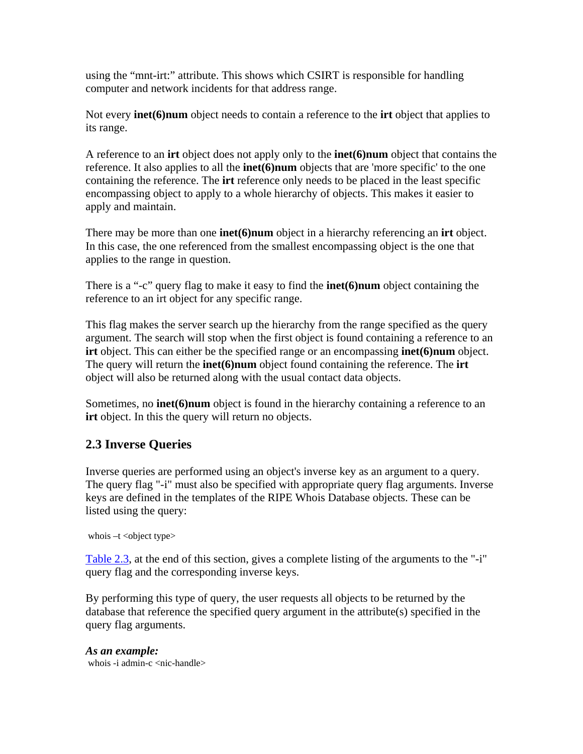using the “mnt-irt:” attribute. This shows which CSIRT is responsible for handling computer and network incidents for that address range.

Not every **inet(6)num** object needs to contain a reference to the **irt** object that applies to its range.

A reference to an **irt** object does not apply only to the **inet(6)num** object that contains the reference. It also applies to all the **inet(6)num** objects that are 'more specific' to the one containing the reference. The **irt** reference only needs to be placed in the least specific encompassing object to apply to a whole hierarchy of objects. This makes it easier to apply and maintain.

There may be more than one **inet(6)num** object in a hierarchy referencing an **irt** object. In this case, the one referenced from the smallest encompassing object is the one that applies to the range in question.

There is a “-c” query flag to make it easy to find the **inet(6)num** object containing the reference to an irt object for any specific range.

This flag makes the server search up the hierarchy from the range specified as the query argument. The search will stop when the first object is found containing a reference to an **irt** object. This can either be the specified range or an encompassing **inet(6)num** object. The query will return the **inet(6)num** object found containing the reference. The **irt** object will also be returned along with the usual contact data objects.

Sometimes, no **inet(6)num** object is found in the hierarchy containing a reference to an **irt** object. In this the query will return no objects.

## 2.3 Inverse Queries

Inverse queries are performed using an object's inverse key as an argument to a query. The query flag "-i" must also be specified with appropriate query flag arguments. Inverse keys are defined in the templates of the RIPE Whois Database objects. These can be listed using the query:

```
whois –t <object type>
```

Table 2.3, at the end of this section, gives a complete listing of the arguments to the "-i" query flag and the corresponding inverse keys.

By performing this type of query, the user requests all objects to be returned by the database that reference the specified query argument in the attribute(s) specified in the query flag arguments.

***As an example:***

```
whois -i admin-c <nic-handle>
```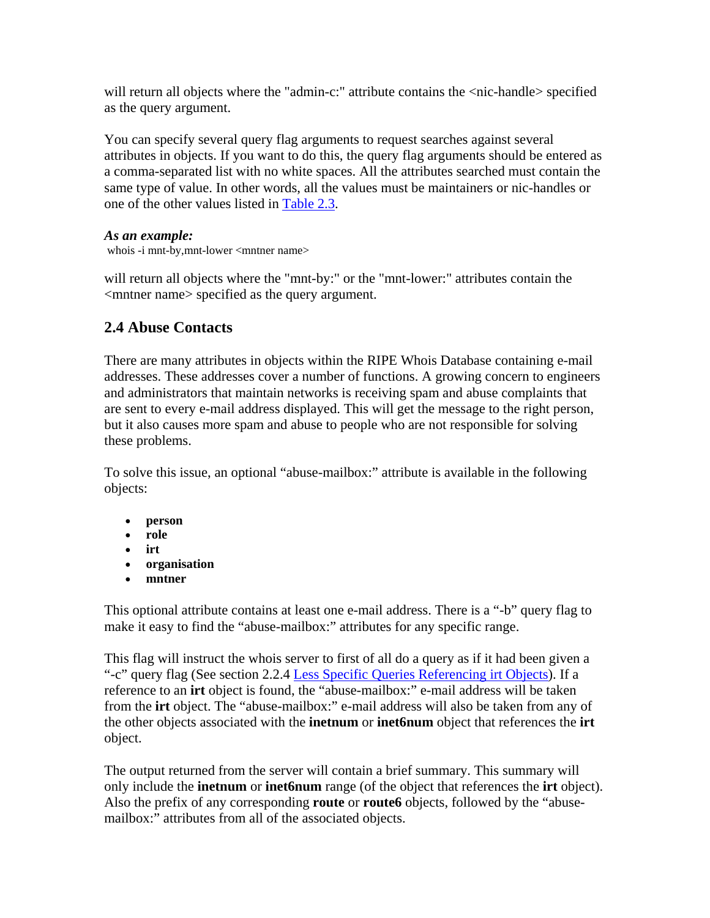will return all objects where the "admin-c:" attribute contains the <nic-handle> specified as the query argument.

You can specify several query flag arguments to request searches against several attributes in objects. If you want to do this, the query flag arguments should be entered as a comma-separated list with no white spaces. All the attributes searched must contain the same type of value. In other words, all the values must be maintainers or nic-handles or one of the other values listed in Table 2.3.

***As an example:***

```
whois -i mnt-by,mnt-lower <mntner name>
```

will return all objects where the "mnt-by:" or the "mnt-lower:" attributes contain the <mntner name> specified as the query argument.

## 2.4 Abuse Contacts

There are many attributes in objects within the RIPE Whois Database containing e-mail addresses. These addresses cover a number of functions. A growing concern to engineers and administrators that maintain networks is receiving spam and abuse complaints that are sent to every e-mail address displayed. This will get the message to the right person, but it also causes more spam and abuse to people who are not responsible for solving these problems.

To solve this issue, an optional “abuse-mailbox:” attribute is available in the following objects:

- **person**
- **role**
- **irt**
- **organisation**
- **mntner**

This optional attribute contains at least one e-mail address. There is a “-b” query flag to make it easy to find the “abuse-mailbox:” attributes for any specific range.

This flag will instruct the whois server to first of all do a query as if it had been given a “-c” query flag (See section 2.2.4 Less Specific Queries Referencing irt Objects). If a reference to an **irt** object is found, the “abuse-mailbox:” e-mail address will be taken from the **irt** object. The “abuse-mailbox:” e-mail address will also be taken from any of the other objects associated with the **inetnum** or **inet6num** object that references the **irt** object.

The output returned from the server will contain a brief summary. This summary will only include the **inetnum** or **inet6num** range (of the object that references the **irt** object). Also the prefix of any corresponding **route** or **route6** objects, followed by the “abuse-mailbox:” attributes from all of the associated objects.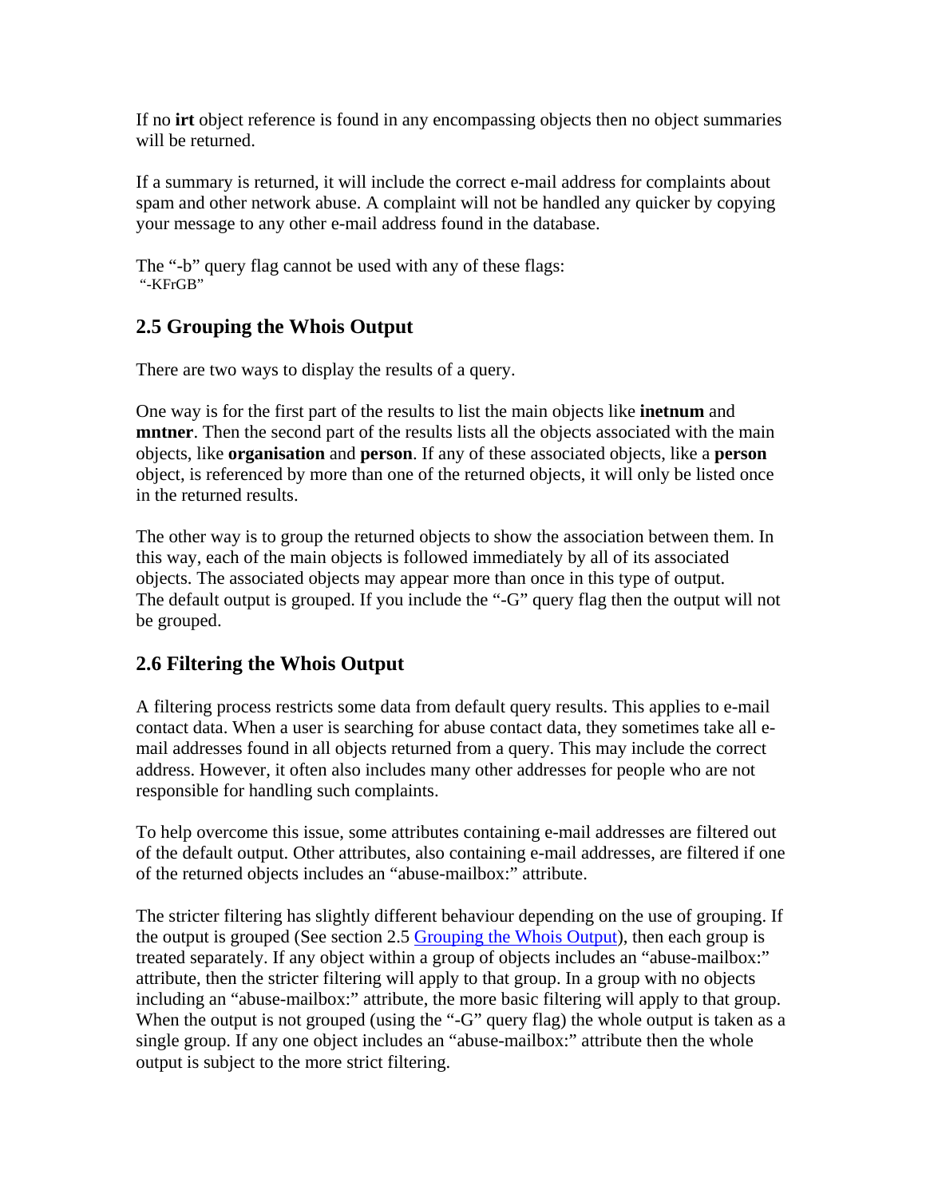If no **irt** object reference is found in any encompassing objects then no object summaries will be returned.

If a summary is returned, it will include the correct e-mail address for complaints about spam and other network abuse. A complaint will not be handled any quicker by copying your message to any other e-mail address found in the database.

The "-b" query flag cannot be used with any of these flags:
"-KFrGB"

## 2.5 Grouping the Whois Output

There are two ways to display the results of a query.

One way is for the first part of the results to list the main objects like **inetnum** and **mntner**. Then the second part of the results lists all the objects associated with the main objects, like **organisation** and **person**. If any of these associated objects, like a **person** object, is referenced by more than one of the returned objects, it will only be listed once in the returned results.

The other way is to group the returned objects to show the association between them. In this way, each of the main objects is followed immediately by all of its associated objects. The associated objects may appear more than once in this type of output.
The default output is grouped. If you include the "-G" query flag then the output will not be grouped.

## 2.6 Filtering the Whois Output

A filtering process restricts some data from default query results. This applies to e-mail contact data. When a user is searching for abuse contact data, they sometimes take all e-mail addresses found in all objects returned from a query. This may include the correct address. However, it often also includes many other addresses for people who are not responsible for handling such complaints.

To help overcome this issue, some attributes containing e-mail addresses are filtered out of the default output. Other attributes, also containing e-mail addresses, are filtered if one of the returned objects includes an "abuse-mailbox:" attribute.

The stricter filtering has slightly different behaviour depending on the use of grouping. If the output is grouped (See section 2.5 Grouping the Whois Output), then each group is treated separately. If any object within a group of objects includes an "abuse-mailbox:" attribute, then the stricter filtering will apply to that group. In a group with no objects including an "abuse-mailbox:" attribute, the more basic filtering will apply to that group. When the output is not grouped (using the "-G" query flag) the whole output is taken as a single group. If any one object includes an "abuse-mailbox:" attribute then the whole output is subject to the more strict filtering.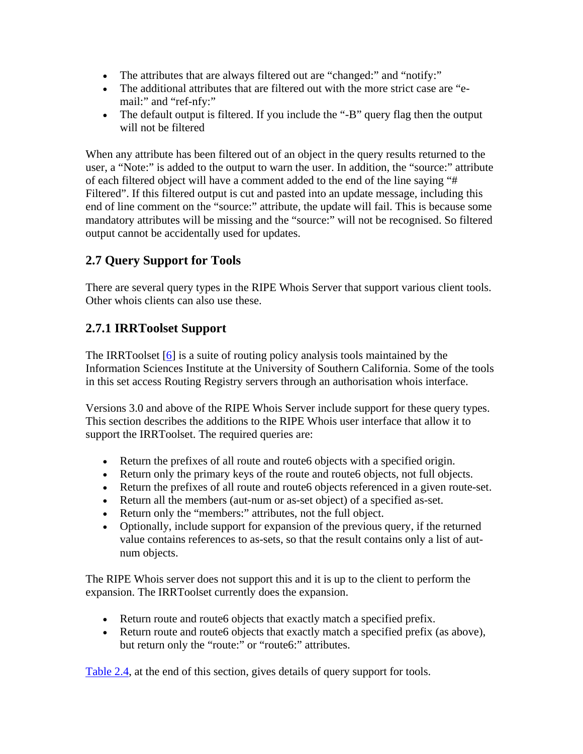- The attributes that are always filtered out are “changed:” and “notify:”
- The additional attributes that are filtered out with the more strict case are “e-mail:” and “ref-nfy:”
- The default output is filtered. If you include the “-B” query flag then the output will not be filtered

When any attribute has been filtered out of an object in the query results returned to the user, a “Note:” is added to the output to warn the user. In addition, the “source:” attribute of each filtered object will have a comment added to the end of the line saying “# Filtered”. If this filtered output is cut and pasted into an update message, including this end of line comment on the “source:” attribute, the update will fail. This is because some mandatory attributes will be missing and the “source:” will not be recognised. So filtered output cannot be accidentally used for updates.

## 2.7 Query Support for Tools

There are several query types in the RIPE Whois Server that support various client tools. Other whois clients can also use these.

### 2.7.1 IRRToolset Support

The IRRToolset [6] is a suite of routing policy analysis tools maintained by the Information Sciences Institute at the University of Southern California. Some of the tools in this set access Routing Registry servers through an authorisation whois interface.

Versions 3.0 and above of the RIPE Whois Server include support for these query types. This section describes the additions to the RIPE Whois user interface that allow it to support the IRRToolset. The required queries are:

- Return the prefixes of all route and route6 objects with a specified origin.
- Return only the primary keys of the route and route6 objects, not full objects.
- Return the prefixes of all route and route6 objects referenced in a given route-set.
- Return all the members (aut-num or as-set object) of a specified as-set.
- Return only the “members:” attributes, not the full object.
- Optionally, include support for expansion of the previous query, if the returned value contains references to as-sets, so that the result contains only a list of aut-num objects.

The RIPE Whois server does not support this and it is up to the client to perform the expansion. The IRRToolset currently does the expansion.

- Return route and route6 objects that exactly match a specified prefix.
- Return route and route6 objects that exactly match a specified prefix (as above), but return only the “route:” or “route6:” attributes.

Table 2.4, at the end of this section, gives details of query support for tools.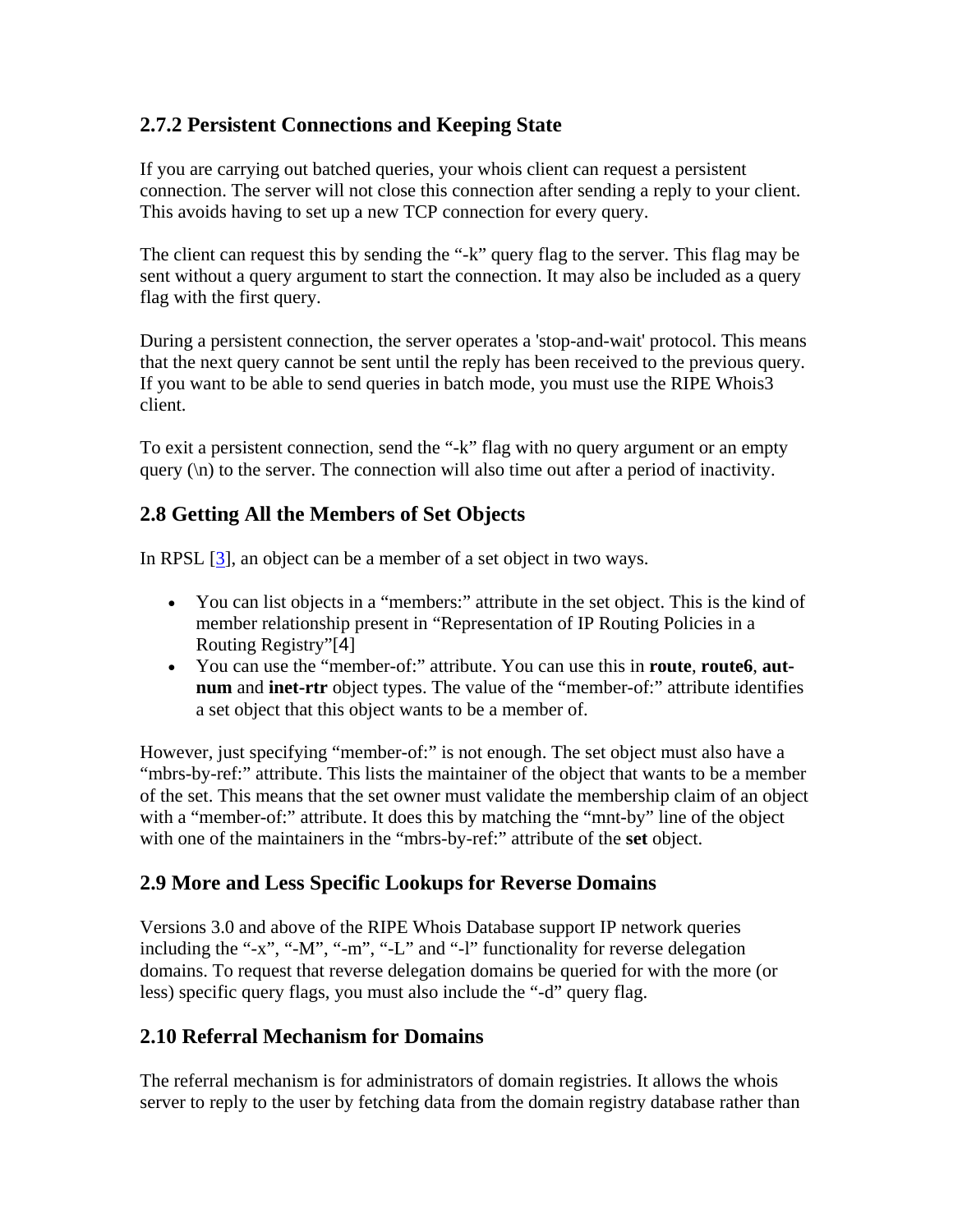### 2.7.2 Persistent Connections and Keeping State

If you are carrying out batched queries, your whois client can request a persistent connection. The server will not close this connection after sending a reply to your client. This avoids having to set up a new TCP connection for every query.

The client can request this by sending the "-k" query flag to the server. This flag may be sent without a query argument to start the connection. It may also be included as a query flag with the first query.

During a persistent connection, the server operates a 'stop-and-wait' protocol. This means that the next query cannot be sent until the reply has been received to the previous query. If you want to be able to send queries in batch mode, you must use the RIPE Whois3 client.

To exit a persistent connection, send the "-k" flag with no query argument or an empty query (\n) to the server. The connection will also time out after a period of inactivity.

## 2.8 Getting All the Members of Set Objects

In RPSL [3], an object can be a member of a set object in two ways.

- You can list objects in a "members:" attribute in the set object. This is the kind of member relationship present in "Representation of IP Routing Policies in a Routing Registry"[4]
- You can use the "member-of:" attribute. You can use this in **route**, **route6**, **aut-num** and **inet-rtr** object types. The value of the "member-of:" attribute identifies a set object that this object wants to be a member of.

However, just specifying "member-of:" is not enough. The set object must also have a "mbrs-by-ref:" attribute. This lists the maintainer of the object that wants to be a member of the set. This means that the set owner must validate the membership claim of an object with a "member-of:" attribute. It does this by matching the "mnt-by" line of the object with one of the maintainers in the "mbrs-by-ref:" attribute of the **set** object.

## 2.9 More and Less Specific Lookups for Reverse Domains

Versions 3.0 and above of the RIPE Whois Database support IP network queries including the "-x", "-M", "-m", "-L" and "-l" functionality for reverse delegation domains. To request that reverse delegation domains be queried for with the more (or less) specific query flags, you must also include the "-d" query flag.

## 2.10 Referral Mechanism for Domains

The referral mechanism is for administrators of domain registries. It allows the whois server to reply to the user by fetching data from the domain registry database rather than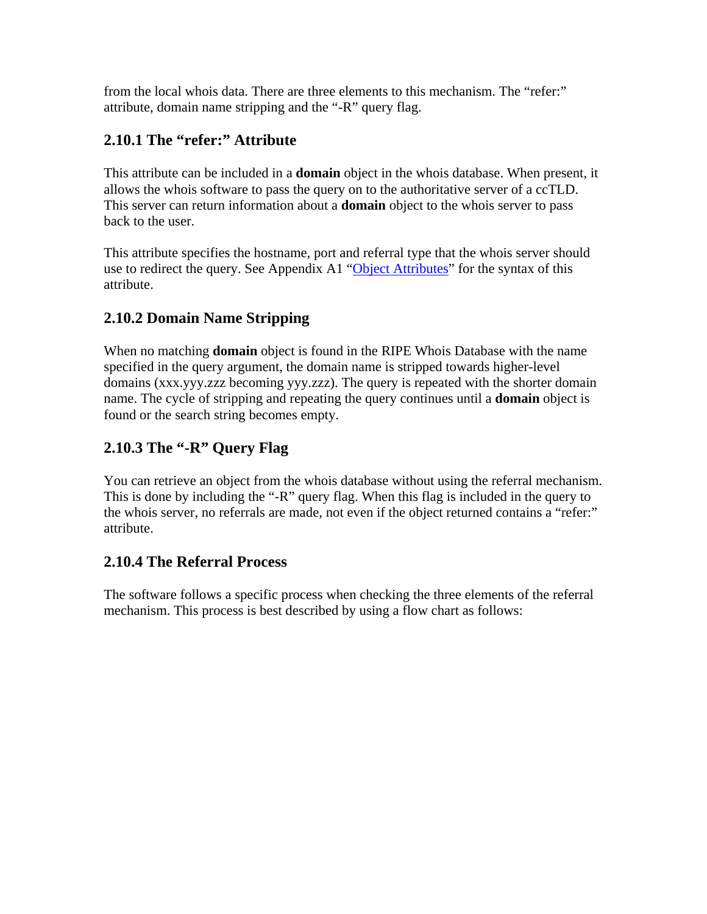from the local whois data. There are three elements to this mechanism. The "refer:" attribute, domain name stripping and the "-R" query flag.

### 2.10.1 The "refer:" Attribute

This attribute can be included in a **domain** object in the whois database. When present, it allows the whois software to pass the query on to the authoritative server of a ccTLD. This server can return information about a **domain** object to the whois server to pass back to the user.

This attribute specifies the hostname, port and referral type that the whois server should use to redirect the query. See Appendix A1 "Object Attributes" for the syntax of this attribute.

### 2.10.2 Domain Name Stripping

When no matching **domain** object is found in the RIPE Whois Database with the name specified in the query argument, the domain name is stripped towards higher-level domains (xxx.yyy.zzz becoming yyy.zzz). The query is repeated with the shorter domain name. The cycle of stripping and repeating the query continues until a **domain** object is found or the search string becomes empty.

### 2.10.3 The "-R" Query Flag

You can retrieve an object from the whois database without using the referral mechanism. This is done by including the "-R" query flag. When this flag is included in the query to the whois server, no referrals are made, not even if the object returned contains a "refer:" attribute.

### 2.10.4 The Referral Process

The software follows a specific process when checking the three elements of the referral mechanism. This process is best described by using a flow chart as follows: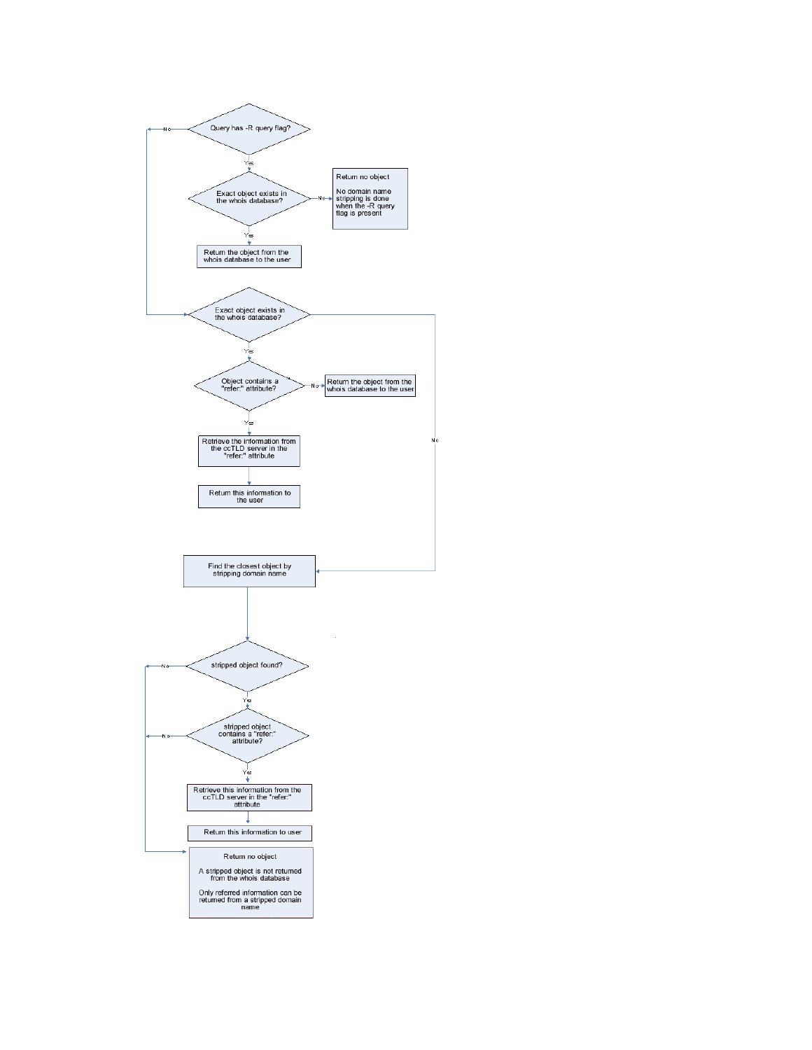Query has -R query flag?

No

Yes

Exact object exists in the whois database?

No

Return no object

No domain name stripping is done when the -R query flag is present

Yes

Return the object from the whois database to the user

Exact object exists in the whois database?

Yes

Object contains a "refer:" attribute?

No

Return the object from the whois database to the user

Yes

Retrieve the information from the ccTLD server in the "refer:" attribute

Return this information to the user

No

Find the closest object by stripping domain name

stripped object found?

No

Yes

stripped object contains a "refer:" attribute?

No

Yes

Retrieve this information from the ccTLD server in the "refer:" attribute

Return this information to user

Return no object

A stripped object is not returned from the whois database

Only referred information can be returned from a stripped domain name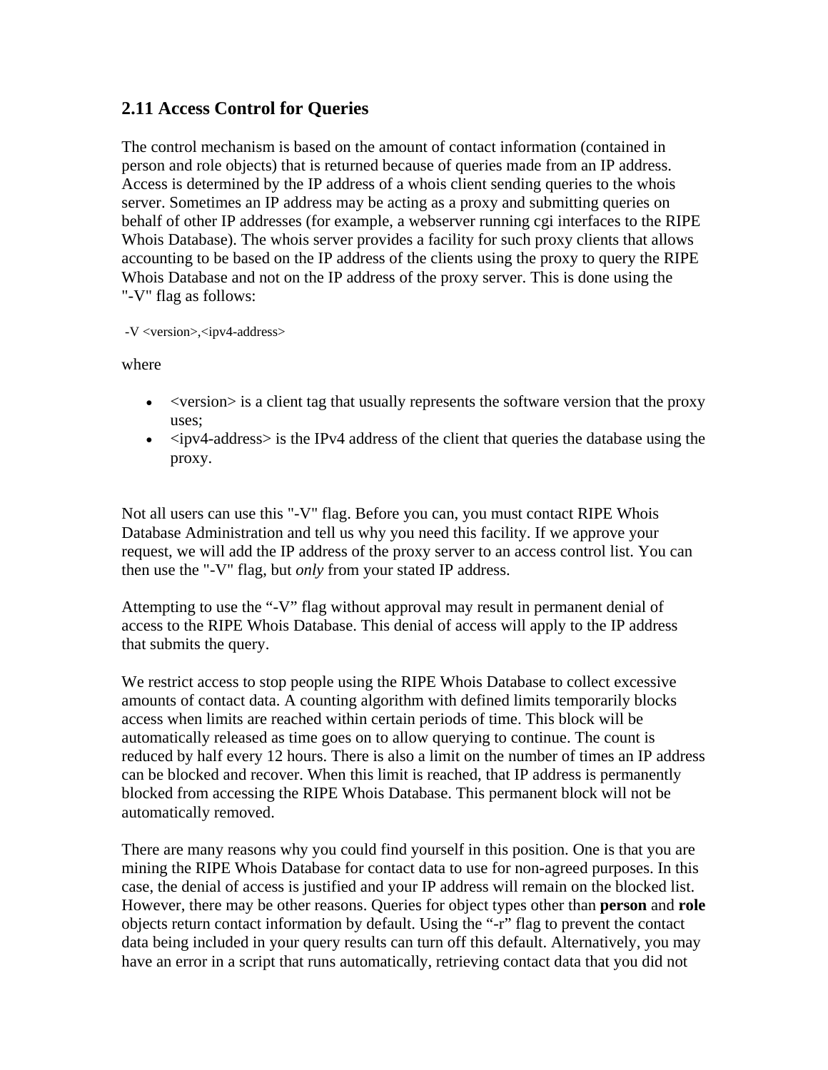## 2.11 Access Control for Queries

The control mechanism is based on the amount of contact information (contained in person and role objects) that is returned because of queries made from an IP address. Access is determined by the IP address of a whois client sending queries to the whois server. Sometimes an IP address may be acting as a proxy and submitting queries on behalf of other IP addresses (for example, a webserver running cgi interfaces to the RIPE Whois Database). The whois server provides a facility for such proxy clients that allows accounting to be based on the IP address of the clients using the proxy to query the RIPE Whois Database and not on the IP address of the proxy server. This is done using the "-V" flag as follows:

```
-V <version>,<ipv4-address>
```

where

- <version> is a client tag that usually represents the software version that the proxy uses;
- <ipv4-address> is the IPv4 address of the client that queries the database using the proxy.

Not all users can use this "-V" flag. Before you can, you must contact RIPE Whois Database Administration and tell us why you need this facility. If we approve your request, we will add the IP address of the proxy server to an access control list. You can then use the "-V" flag, but *only* from your stated IP address.

Attempting to use the "-V" flag without approval may result in permanent denial of access to the RIPE Whois Database. This denial of access will apply to the IP address that submits the query.

We restrict access to stop people using the RIPE Whois Database to collect excessive amounts of contact data. A counting algorithm with defined limits temporarily blocks access when limits are reached within certain periods of time. This block will be automatically released as time goes on to allow querying to continue. The count is reduced by half every 12 hours. There is also a limit on the number of times an IP address can be blocked and recover. When this limit is reached, that IP address is permanently blocked from accessing the RIPE Whois Database. This permanent block will not be automatically removed.

There are many reasons why you could find yourself in this position. One is that you are mining the RIPE Whois Database for contact data to use for non-agreed purposes. In this case, the denial of access is justified and your IP address will remain on the blocked list. However, there may be other reasons. Queries for object types other than **person** and **role** objects return contact information by default. Using the "-r" flag to prevent the contact data being included in your query results can turn off this default. Alternatively, you may have an error in a script that runs automatically, retrieving contact data that you did not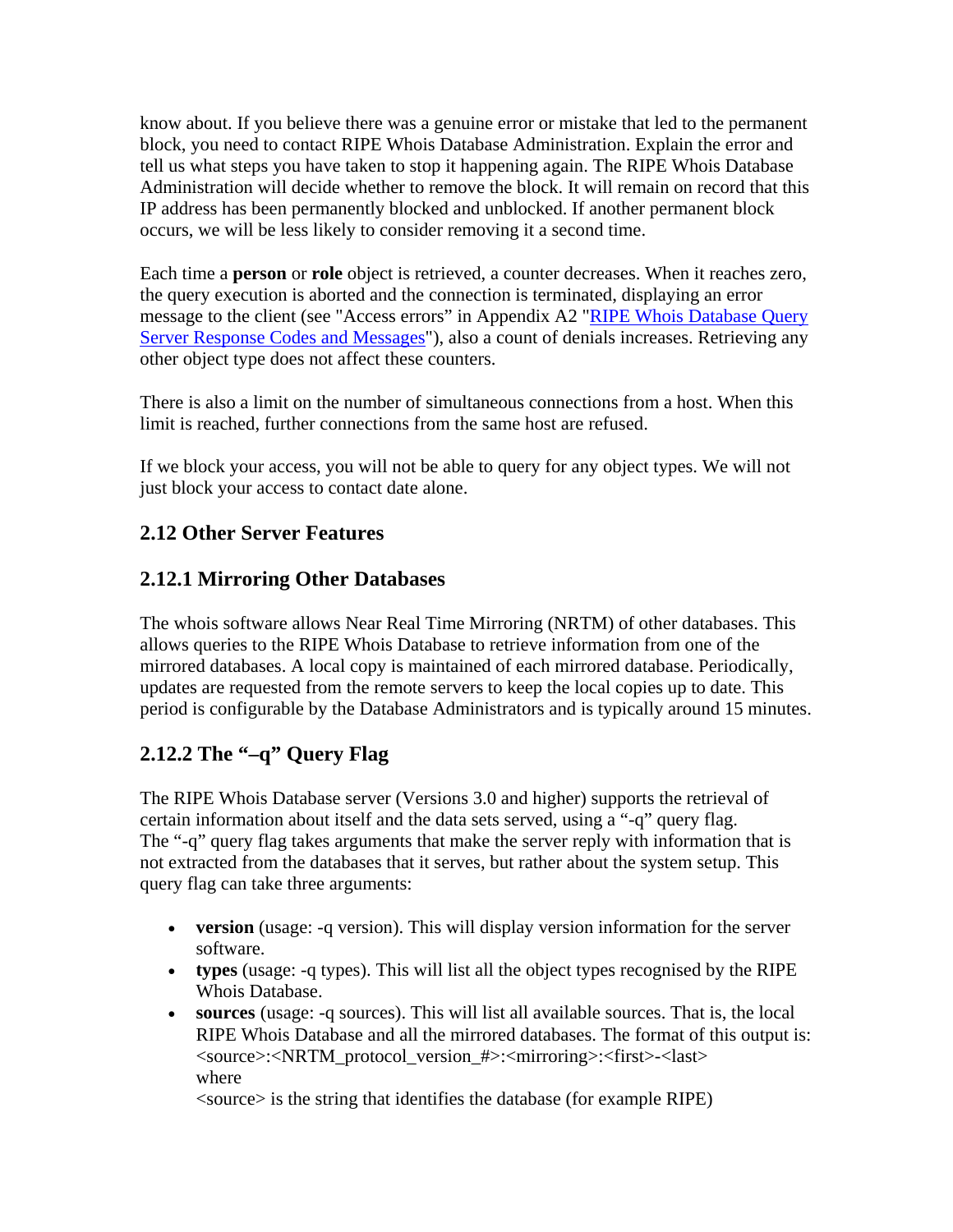know about. If you believe there was a genuine error or mistake that led to the permanent block, you need to contact RIPE Whois Database Administration. Explain the error and tell us what steps you have taken to stop it happening again. The RIPE Whois Database Administration will decide whether to remove the block. It will remain on record that this IP address has been permanently blocked and unblocked. If another permanent block occurs, we will be less likely to consider removing it a second time.

Each time a **person** or **role** object is retrieved, a counter decreases. When it reaches zero, the query execution is aborted and the connection is terminated, displaying an error message to the client (see "Access errors" in Appendix A2 "[RIPE Whois Database Query Server Response Codes and Messages]"), also a count of denials increases. Retrieving any other object type does not affect these counters.

There is also a limit on the number of simultaneous connections from a host. When this limit is reached, further connections from the same host are refused.

If we block your access, you will not be able to query for any object types. We will not just block your access to contact date alone.

## 2.12 Other Server Features

### 2.12.1 Mirroring Other Databases

The whois software allows Near Real Time Mirroring (NRTM) of other databases. This allows queries to the RIPE Whois Database to retrieve information from one of the mirrored databases. A local copy is maintained of each mirrored database. Periodically, updates are requested from the remote servers to keep the local copies up to date. This period is configurable by the Database Administrators and is typically around 15 minutes.

### 2.12.2 The "–q" Query Flag

The RIPE Whois Database server (Versions 3.0 and higher) supports the retrieval of certain information about itself and the data sets served, using a "-q" query flag.
The "-q" query flag takes arguments that make the server reply with information that is not extracted from the databases that it serves, but rather about the system setup. This query flag can take three arguments:

- **version** (usage: -q version). This will display version information for the server software.
- **types** (usage: -q types). This will list all the object types recognised by the RIPE Whois Database.
- **sources** (usage: -q sources). This will list all available sources. That is, the local RIPE Whois Database and all the mirrored databases. The format of this output is:
  <source>:<NRTM_protocol_version_#>:<mirroring>:<first>-<last>
  where
  <source> is the string that identifies the database (for example RIPE)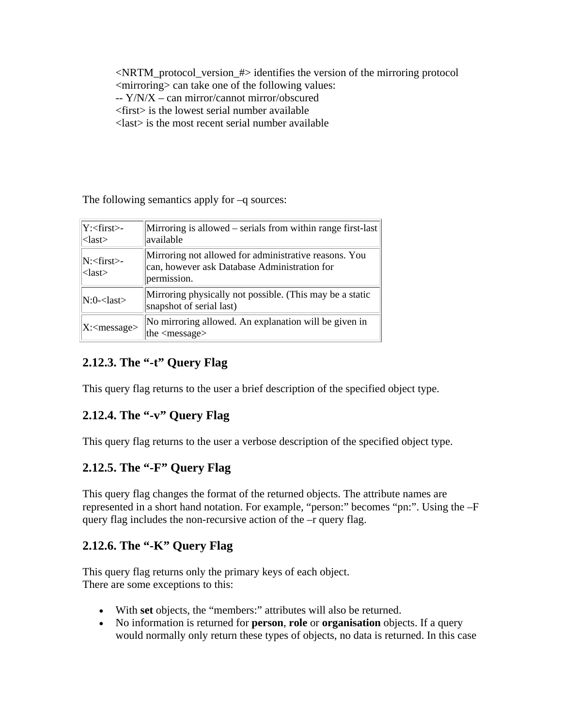<NRTM_protocol_version_#> identifies the version of the mirroring protocol
<mirroring> can take one of the following values:
-- Y/N/X – can mirror/cannot mirror/obscured
<first> is the lowest serial number available
<last> is the most recent serial number available

The following semantics apply for –q sources:

| | |
|---|---|
| Y:<first>-<last> | Mirroring is allowed – serials from within range first-last available |
| N:<first>-<last> | Mirroring not allowed for administrative reasons. You can, however ask Database Administration for permission. |
| N:0-<last> | Mirroring physically not possible. (This may be a static snapshot of serial last) |
| X:<message> | No mirroring allowed. An explanation will be given in the <message> |

### 2.12.3. The "-t" Query Flag

This query flag returns to the user a brief description of the specified object type.

### 2.12.4. The "-v" Query Flag

This query flag returns to the user a verbose description of the specified object type.

### 2.12.5. The "-F" Query Flag

This query flag changes the format of the returned objects. The attribute names are represented in a short hand notation. For example, "person:" becomes "pn:". Using the –F query flag includes the non-recursive action of the –r query flag.

### 2.12.6. The "-K" Query Flag

This query flag returns only the primary keys of each object.
There are some exceptions to this:

- With **set** objects, the "members:" attributes will also be returned.
- No information is returned for **person**, **role** or **organisation** objects. If a query would normally only return these types of objects, no data is returned. In this case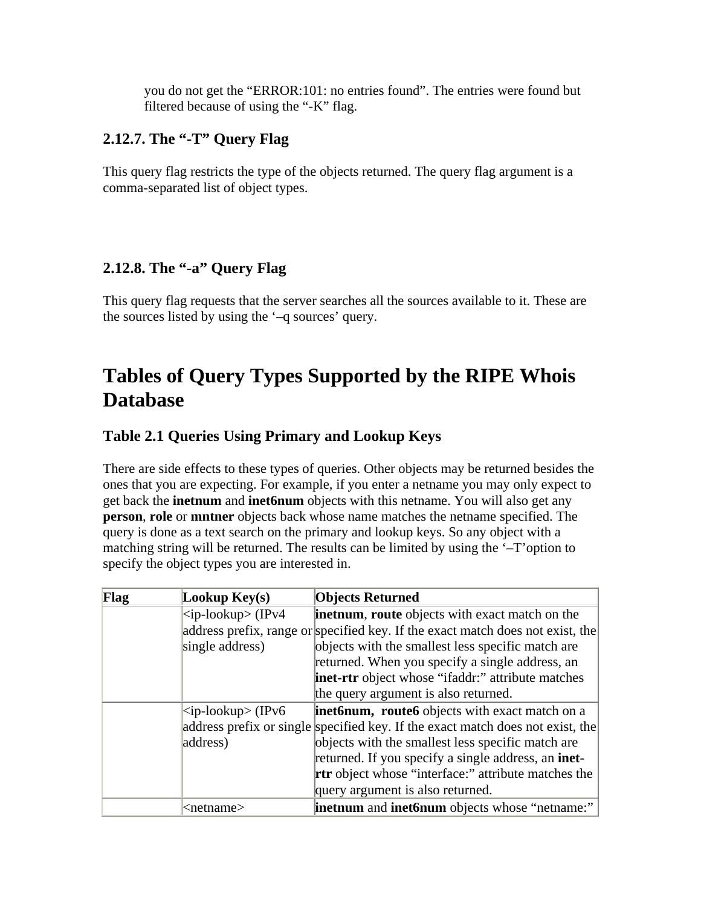you do not get the "ERROR:101: no entries found". The entries were found but filtered because of using the "-K" flag.

### 2.12.7. The "-T" Query Flag

This query flag restricts the type of the objects returned. The query flag argument is a comma-separated list of object types.

### 2.12.8. The "-a" Query Flag

This query flag requests that the server searches all the sources available to it. These are the sources listed by using the '–q sources' query.

# Tables of Query Types Supported by the RIPE Whois Database

## Table 2.1 Queries Using Primary and Lookup Keys

There are side effects to these types of queries. Other objects may be returned besides the ones that you are expecting. For example, if you enter a netname you may only expect to get back the **inetnum** and **inet6num** objects with this netname. You will also get any **person**, **role** or **mntner** objects back whose name matches the netname specified. The query is done as a text search on the primary and lookup keys. So any object with a matching string will be returned. The results can be limited by using the '–T'option to specify the object types you are interested in.

| Flag | Lookup Key(s) | Objects Returned |
|---|---|---|
| | <ip-lookup> (IPv4 address prefix, range or single address) | **inetnum**, **route** objects with exact match on the specified key. If the exact match does not exist, the objects with the smallest less specific match are returned. When you specify a single address, an **inet-rtr** object whose "ifaddr:" attribute matches the query argument is also returned. |
| | <ip-lookup> (IPv6 address prefix or single address) | **inet6num**, **route6** objects with exact match on a specified key. If the exact match does not exist, the objects with the smallest less specific match are returned. If you specify a single address, an **inet-rtr** object whose "interface:" attribute matches the query argument is also returned. |
| | <netname> | **inetnum** and **inet6num** objects whose "netname:" |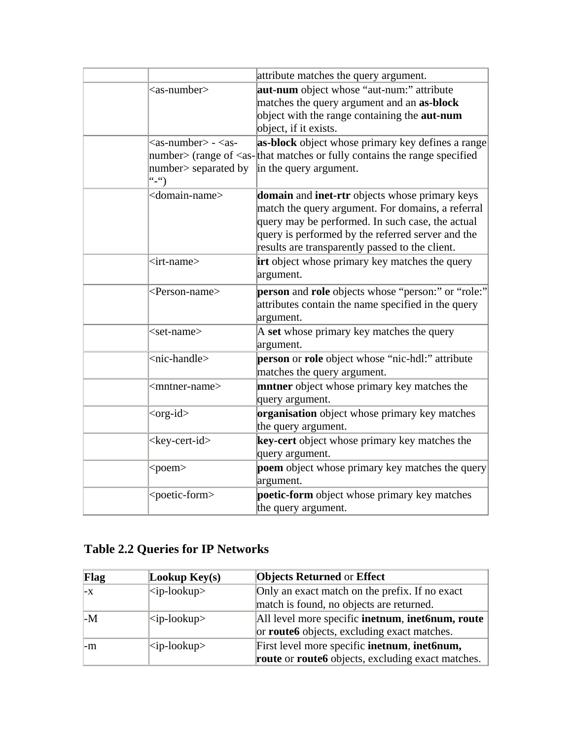| | | attribute matches the query argument. |
|---|---|---|
| | <as-number> | **aut-num** object whose “aut-num:” attribute matches the query argument and an **as-block** object with the range containing the **aut-num** object, if it exists. |
| | <as-number> - <as-number> (range of <as-number> separated by “-“) | **as-block** object whose primary key defines a range that matches or fully contains the range specified in the query argument. |
| | <domain-name> | **domain** and **inet-rtr** objects whose primary keys match the query argument. For domains, a referral query may be performed. In such case, the actual query is performed by the referred server and the results are transparently passed to the client. |
| | <irt-name> | **irt** object whose primary key matches the query argument. |
| | <Person-name> | **person** and **role** objects whose “person:” or “role:” attributes contain the name specified in the query argument. |
| | <set-name> | A **set** whose primary key matches the query argument. |
| | <nic-handle> | **person** or **role** object whose “nic-hdl:” attribute matches the query argument. |
| | <mntner-name> | **mntner** object whose primary key matches the query argument. |
| | <org-id> | **organisation** object whose primary key matches the query argument. |
| | <key-cert-id> | **key-cert** object whose primary key matches the query argument. |
| | <poem> | **poem** object whose primary key matches the query argument. |
| | <poetic-form> | **poetic-form** object whose primary key matches the query argument. |

## Table 2.2 Queries for IP Networks

| **Flag** | **Lookup Key(s)** | **Objects Returned** or **Effect** |
|---|---|---|
| -x | <ip-lookup> | Only an exact match on the prefix. If no exact match is found, no objects are returned. |
| -M | <ip-lookup> | All level more specific **inetnum**, **inet6num, route** or **route6** objects, excluding exact matches. |
| -m | <ip-lookup> | First level more specific **inetnum**, **inet6num, route** or **route6** objects, excluding exact matches. |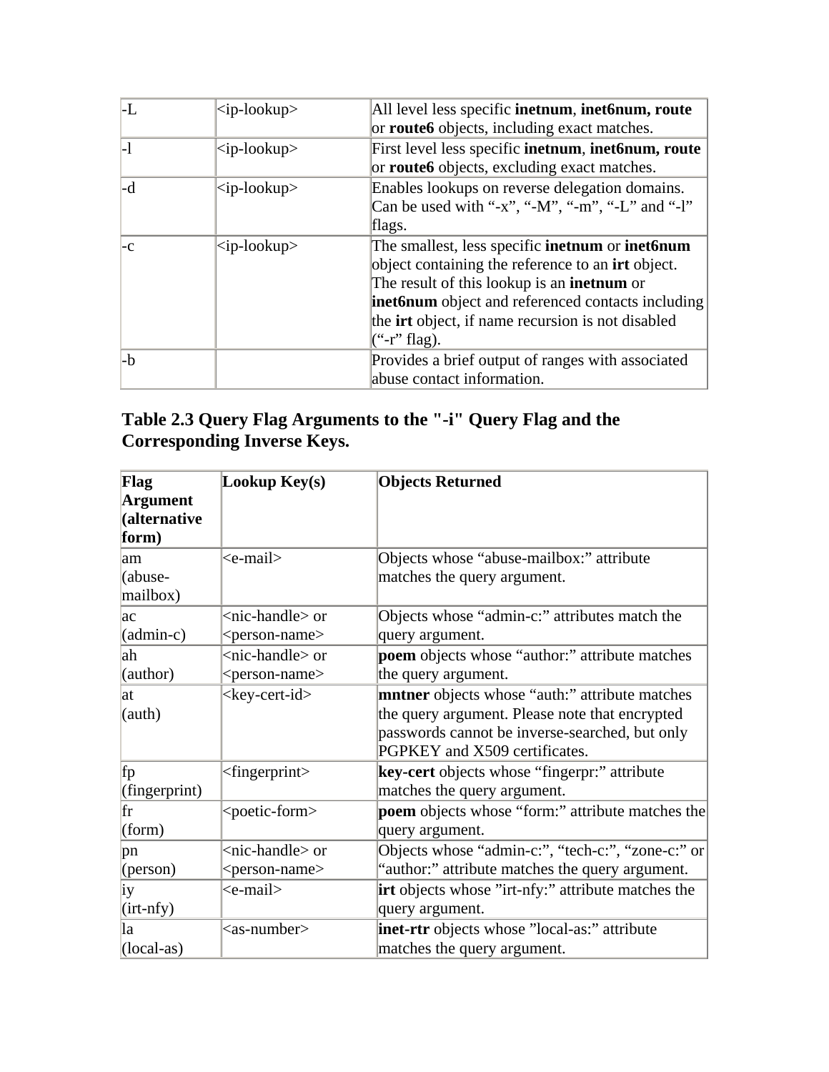| -L | <ip-lookup> | All level less specific **inetnum**, **inet6num, route** or **route6** objects, including exact matches. |
|---|---|---|
| -l | <ip-lookup> | First level less specific **inetnum**, **inet6num, route** or **route6** objects, excluding exact matches. |
| -d | <ip-lookup> | Enables lookups on reverse delegation domains. Can be used with "-x", "-M", "-m", "-L" and "-l" flags. |
| -c | <ip-lookup> | The smallest, less specific **inetnum** or **inet6num** object containing the reference to an **irt** object. The result of this lookup is an **inetnum** or **inet6num** object and referenced contacts including the **irt** object, if name recursion is not disabled ("-r" flag). |
| -b | | Provides a brief output of ranges with associated abuse contact information. |

## Table 2.3 Query Flag Arguments to the "-i" Query Flag and the Corresponding Inverse Keys.

| Flag Argument (alternative form) | Lookup Key(s) | Objects Returned |
|---|---|---|
| am (abuse-mailbox) | <e-mail> | Objects whose "abuse-mailbox:" attribute matches the query argument. |
| ac (admin-c) | <nic-handle> or <person-name> | Objects whose "admin-c:" attributes match the query argument. |
| ah (author) | <nic-handle> or <person-name> | **poem** objects whose "author:" attribute matches the query argument. |
| at (auth) | <key-cert-id> | **mntner** objects whose "auth:" attribute matches the query argument. Please note that encrypted passwords cannot be inverse-searched, but only PGPKEY and X509 certificates. |
| fp (fingerprint) | <fingerprint> | **key-cert** objects whose "fingerpr:" attribute matches the query argument. |
| fr (form) | <poetic-form> | **poem** objects whose "form:" attribute matches the query argument. |
| pn (person) | <nic-handle> or <person-name> | Objects whose "admin-c:", "tech-c:", "zone-c:" or "author:" attribute matches the query argument. |
| iy (irt-nfy) | <e-mail> | **irt** objects whose "irt-nfy:" attribute matches the query argument. |
| la (local-as) | <as-number> | **inet-rtr** objects whose "local-as:" attribute matches the query argument. |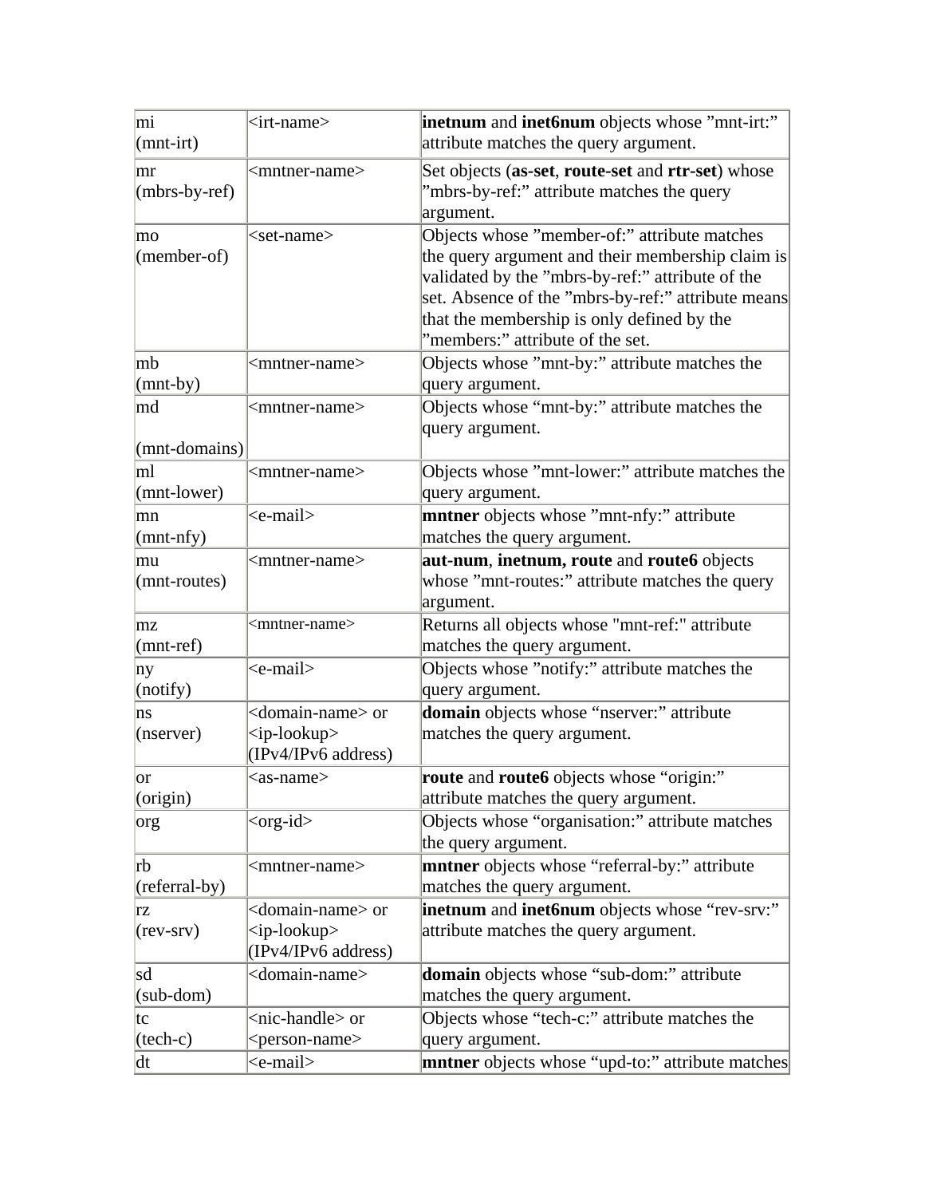| mi (mnt-irt) | <irt-name> | **inetnum** and **inet6num** objects whose ”mnt-irt:” attribute matches the query argument. |
|---|---|---|
| mr (mbrs-by-ref) | <mntner-name> | Set objects (**as-set**, **route-set** and **rtr-set**) whose ”mbrs-by-ref:” attribute matches the query argument. |
| mo (member-of) | <set-name> | Objects whose ”member-of:” attribute matches the query argument and their membership claim is validated by the ”mbrs-by-ref:” attribute of the set. Absence of the ”mbrs-by-ref:” attribute means that the membership is only defined by the ”members:” attribute of the set. |
| mb (mnt-by) | <mntner-name> | Objects whose ”mnt-by:” attribute matches the query argument. |
| md (mnt-domains) | <mntner-name> | Objects whose “mnt-by:” attribute matches the query argument. |
| ml (mnt-lower) | <mntner-name> | Objects whose ”mnt-lower:” attribute matches the query argument. |
| mn (mnt-nfy) | <e-mail> | **mntner** objects whose ”mnt-nfy:” attribute matches the query argument. |
| mu (mnt-routes) | <mntner-name> | **aut-num**, **inetnum, route** and **route6** objects whose ”mnt-routes:” attribute matches the query argument. |
| mz (mnt-ref) | <mntner-name> | Returns all objects whose "mnt-ref:" attribute matches the query argument. |
| ny (notify) | <e-mail> | Objects whose ”notify:” attribute matches the query argument. |
| ns (nserver) | <domain-name> or <ip-lookup> (IPv4/IPv6 address) | **domain** objects whose “nserver:” attribute matches the query argument. |
| or (origin) | <as-name> | **route** and **route6** objects whose “origin:” attribute matches the query argument. |
| org | <org-id> | Objects whose “organisation:” attribute matches the query argument. |
| rb (referral-by) | <mntner-name> | **mntner** objects whose “referral-by:” attribute matches the query argument. |
| rz (rev-srv) | <domain-name> or <ip-lookup> (IPv4/IPv6 address) | **inetnum** and **inet6num** objects whose “rev-srv:” attribute matches the query argument. |
| sd (sub-dom) | <domain-name> | **domain** objects whose “sub-dom:” attribute matches the query argument. |
| tc (tech-c) | <nic-handle> or <person-name> | Objects whose “tech-c:” attribute matches the query argument. |
| dt | <e-mail> | **mntner** objects whose “upd-to:” attribute matches |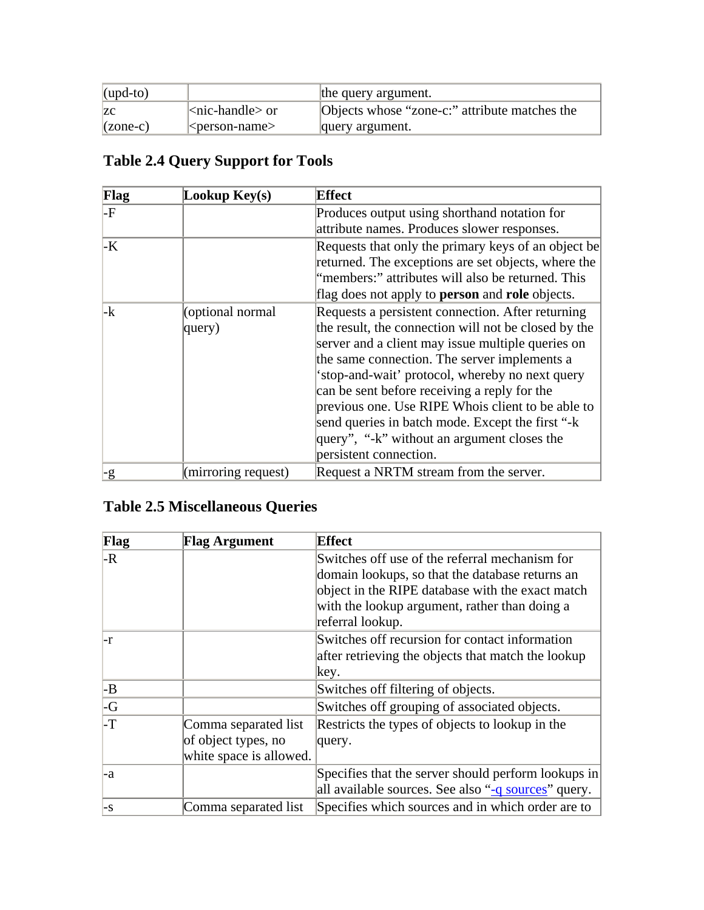| (upd-to) | | the query argument. |
|---|---|---|
| zc (zone-c) | <nic-handle> or <person-name> | Objects whose “zone-c:” attribute matches the query argument. |

### Table 2.4 Query Support for Tools

| Flag | Lookup Key(s) | Effect |
|---|---|---|
| -F | | Produces output using shorthand notation for attribute names. Produces slower responses. |
| -K | | Requests that only the primary keys of an object be returned. The exceptions are set objects, where the “members:” attributes will also be returned. This flag does not apply to **person** and **role** objects. |
| -k | (optional normal query) | Requests a persistent connection. After returning the result, the connection will not be closed by the server and a client may issue multiple queries on the same connection. The server implements a ‘stop-and-wait’ protocol, whereby no next query can be sent before receiving a reply for the previous one. Use RIPE Whois client to be able to send queries in batch mode. Except the first “-k query”, “-k” without an argument closes the persistent connection. |
| -g | (mirroring request) | Request a NRTM stream from the server. |

### Table 2.5 Miscellaneous Queries

| Flag | Flag Argument | Effect |
|---|---|---|
| -R | | Switches off use of the referral mechanism for domain lookups, so that the database returns an object in the RIPE database with the exact match with the lookup argument, rather than doing a referral lookup. |
| -r | | Switches off recursion for contact information after retrieving the objects that match the lookup key. |
| -B | | Switches off filtering of objects. |
| -G | | Switches off grouping of associated objects. |
| -T | Comma separated list of object types, no white space is allowed. | Restricts the types of objects to lookup in the query. |
| -a | | Specifies that the server should perform lookups in all available sources. See also “-q sources” query. |
| -s | Comma separated list | Specifies which sources and in which order are to |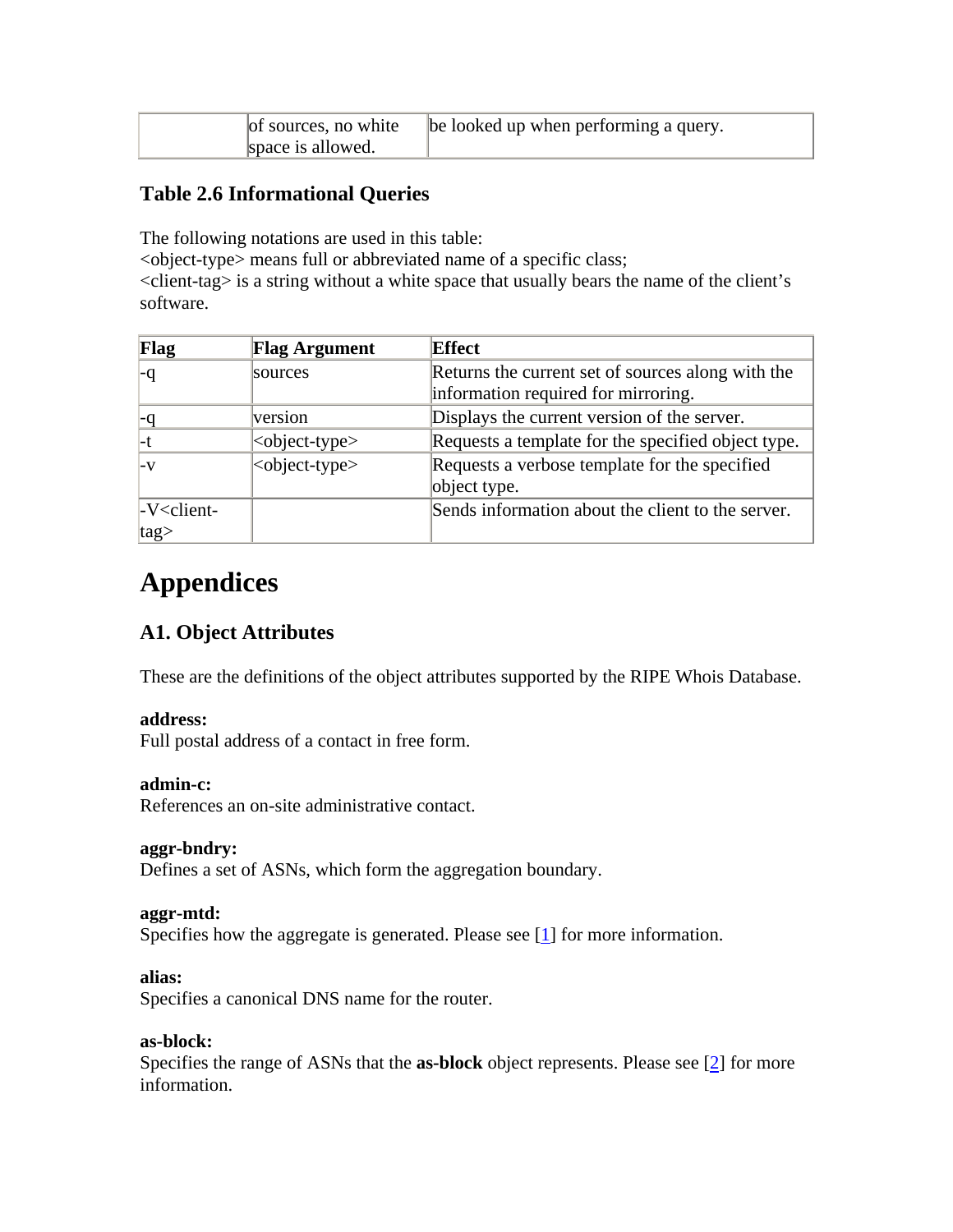| | of sources, no white space is allowed. | be looked up when performing a query. |
|---|---|---|

### Table 2.6 Informational Queries

The following notations are used in this table:
<object-type> means full or abbreviated name of a specific class;
<client-tag> is a string without a white space that usually bears the name of the client's software.

| Flag | Flag Argument | Effect |
|---|---|---|
| -q | sources | Returns the current set of sources along with the information required for mirroring. |
| -q | version | Displays the current version of the server. |
| -t | <object-type> | Requests a template for the specified object type. |
| -v | <object-type> | Requests a verbose template for the specified object type. |
| -V<client-tag> | | Sends information about the client to the server. |

# Appendices

## A1. Object Attributes

These are the definitions of the object attributes supported by the RIPE Whois Database.

**address:**
Full postal address of a contact in free form.

**admin-c:**
References an on-site administrative contact.

**aggr-bndry:**
Defines a set of ASNs, which form the aggregation boundary.

**aggr-mtd:**
Specifies how the aggregate is generated. Please see [1] for more information.

**alias:**
Specifies a canonical DNS name for the router.

**as-block:**
Specifies the range of ASNs that the **as-block** object represents. Please see [2] for more information.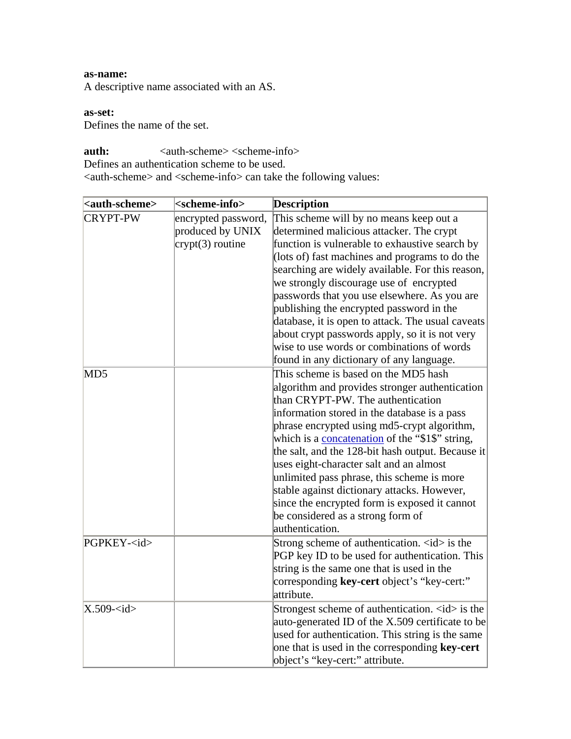**as-name:**
A descriptive name associated with an AS.

**as-set:**
Defines the name of the set.

**auth:** <auth-scheme> <scheme-info>
Defines an authentication scheme to be used.
<auth-scheme> and <scheme-info> can take the following values:

| <auth-scheme> | <scheme-info> | Description |
|---|---|---|
| CRYPT-PW | encrypted password, produced by UNIX crypt(3) routine | This scheme will by no means keep out a determined malicious attacker. The crypt function is vulnerable to exhaustive search by (lots of) fast machines and programs to do the searching are widely available. For this reason, we strongly discourage use of encrypted passwords that you use elsewhere. As you are publishing the encrypted password in the database, it is open to attack. The usual caveats about crypt passwords apply, so it is not very wise to use words or combinations of words found in any dictionary of any language. |
| MD5 | | This scheme is based on the MD5 hash algorithm and provides stronger authentication than CRYPT-PW. The authentication information stored in the database is a pass phrase encrypted using md5-crypt algorithm, which is a concatenation of the "$1$" string, the salt, and the 128-bit hash output. Because it uses eight-character salt and an almost unlimited pass phrase, this scheme is more stable against dictionary attacks. However, since the encrypted form is exposed it cannot be considered as a strong form of authentication. |
| PGPKEY-<id> | | Strong scheme of authentication. <id> is the PGP key ID to be used for authentication. This string is the same one that is used in the corresponding **key-cert** object's "key-cert:" attribute. |
| X.509-<id> | | Strongest scheme of authentication. <id> is the auto-generated ID of the X.509 certificate to be used for authentication. This string is the same one that is used in the corresponding **key-cert** object's "key-cert:" attribute. |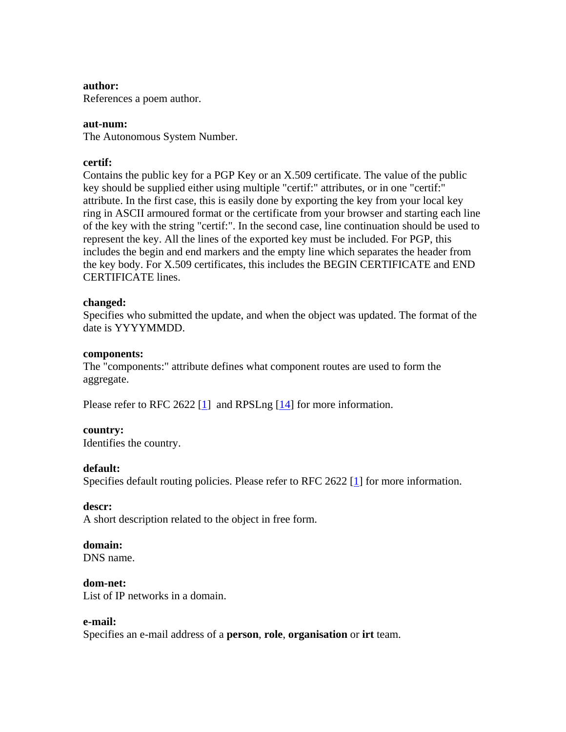**author:**
References a poem author.

**aut-num:**
The Autonomous System Number.

**certif:**
Contains the public key for a PGP Key or an X.509 certificate. The value of the public key should be supplied either using multiple "certif:" attributes, or in one "certif:" attribute. In the first case, this is easily done by exporting the key from your local key ring in ASCII armoured format or the certificate from your browser and starting each line of the key with the string "certif:". In the second case, line continuation should be used to represent the key. All the lines of the exported key must be included. For PGP, this includes the begin and end markers and the empty line which separates the header from the key body. For X.509 certificates, this includes the BEGIN CERTIFICATE and END CERTIFICATE lines.

**changed:**
Specifies who submitted the update, and when the object was updated. The format of the date is YYYYMMDD.

**components:**
The "components:" attribute defines what component routes are used to form the aggregate.

Please refer to RFC 2622 [1] and RPSLng [14] for more information.

**country:**
Identifies the country.

**default:**
Specifies default routing policies. Please refer to RFC 2622 [1] for more information.

**descr:**
A short description related to the object in free form.

**domain:**
DNS name.

**dom-net:**
List of IP networks in a domain.

**e-mail:**
Specifies an e-mail address of a **person**, **role**, **organisation** or **irt** team.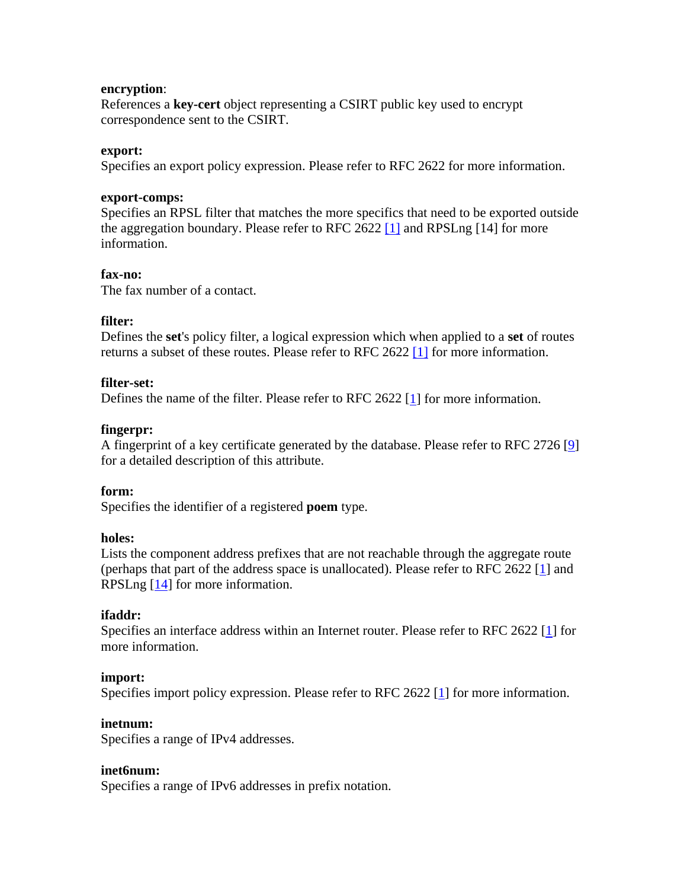**encryption**:
References a **key-cert** object representing a CSIRT public key used to encrypt correspondence sent to the CSIRT.

**export:**
Specifies an export policy expression. Please refer to RFC 2622 for more information.

**export-comps:**
Specifies an RPSL filter that matches the more specifics that need to be exported outside the aggregation boundary. Please refer to RFC 2622 [1] and RPSLng [14] for more information.

**fax-no:**
The fax number of a contact.

**filter:**
Defines the **set**'s policy filter, a logical expression which when applied to a **set** of routes returns a subset of these routes. Please refer to RFC 2622 [1] for more information.

**filter-set:**
Defines the name of the filter. Please refer to RFC 2622 [1] for more information.

**fingerpr:**
A fingerprint of a key certificate generated by the database. Please refer to RFC 2726 [9] for a detailed description of this attribute.

**form:**
Specifies the identifier of a registered **poem** type.

**holes:**
Lists the component address prefixes that are not reachable through the aggregate route (perhaps that part of the address space is unallocated). Please refer to RFC 2622 [1] and RPSLng [14] for more information.

**ifaddr:**
Specifies an interface address within an Internet router. Please refer to RFC 2622 [1] for more information.

**import:**
Specifies import policy expression. Please refer to RFC 2622 [1] for more information.

**inetnum:**
Specifies a range of IPv4 addresses.

**inet6num:**
Specifies a range of IPv6 addresses in prefix notation.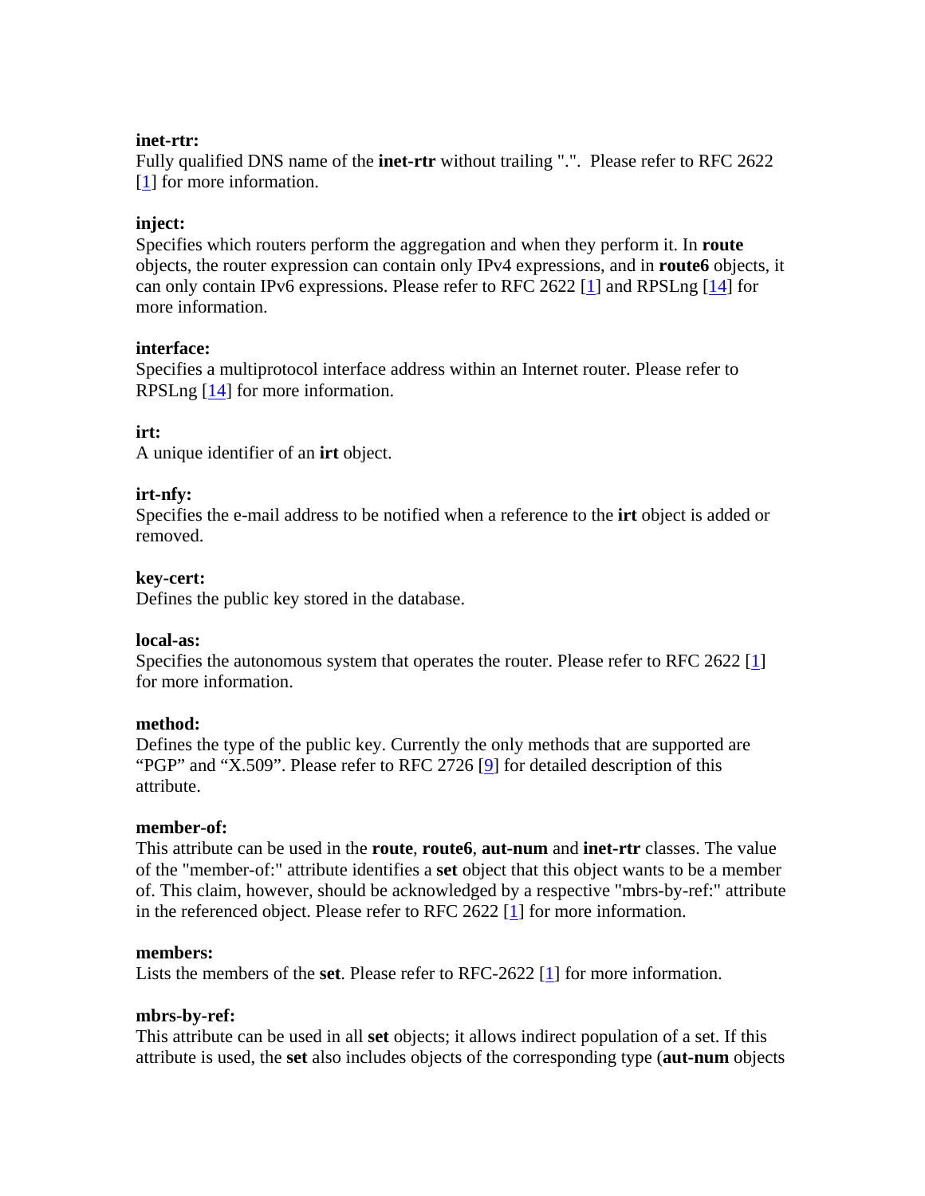**inet-rtr:**
Fully qualified DNS name of the **inet-rtr** without trailing ".".  Please refer to RFC 2622 [1] for more information.

**inject:**
Specifies which routers perform the aggregation and when they perform it. In **route** objects, the router expression can contain only IPv4 expressions, and in **route6** objects, it can only contain IPv6 expressions. Please refer to RFC 2622 [1] and RPSLng [14] for more information.

**interface:**
Specifies a multiprotocol interface address within an Internet router. Please refer to RPSLng [14] for more information.

**irt:**
A unique identifier of an **irt** object.

**irt-nfy:**
Specifies the e-mail address to be notified when a reference to the **irt** object is added or removed.

**key-cert:**
Defines the public key stored in the database.

**local-as:**
Specifies the autonomous system that operates the router. Please refer to RFC 2622 [1] for more information.

**method:**
Defines the type of the public key. Currently the only methods that are supported are "PGP" and "X.509". Please refer to RFC 2726 [9] for detailed description of this attribute.

**member-of:**
This attribute can be used in the **route**, **route6**, **aut-num** and **inet-rtr** classes. The value of the "member-of:" attribute identifies a **set** object that this object wants to be a member of. This claim, however, should be acknowledged by a respective "mbrs-by-ref:" attribute in the referenced object. Please refer to RFC 2622 [1] for more information.

**members:**
Lists the members of the **set**. Please refer to RFC-2622 [1] for more information.

**mbrs-by-ref:**
This attribute can be used in all **set** objects; it allows indirect population of a set. If this attribute is used, the **set** also includes objects of the corresponding type (**aut-num** objects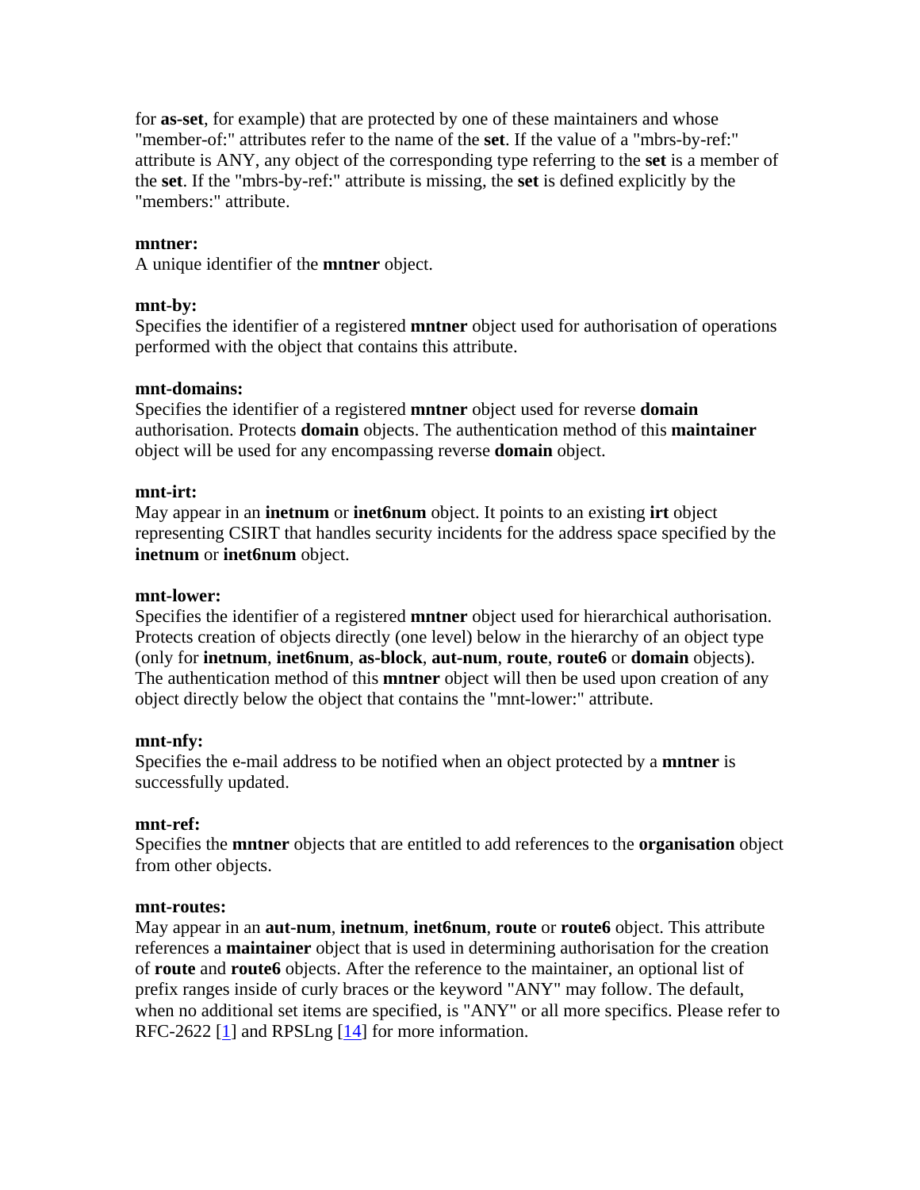for **as-set**, for example) that are protected by one of these maintainers and whose "member-of:" attributes refer to the name of the **set**. If the value of a "mbrs-by-ref:" attribute is ANY, any object of the corresponding type referring to the **set** is a member of the **set**. If the "mbrs-by-ref:" attribute is missing, the **set** is defined explicitly by the "members:" attribute.

**mntner:**
A unique identifier of the **mntner** object.

**mnt-by:**
Specifies the identifier of a registered **mntner** object used for authorisation of operations performed with the object that contains this attribute.

**mnt-domains:**
Specifies the identifier of a registered **mntner** object used for reverse **domain** authorisation. Protects **domain** objects. The authentication method of this **maintainer** object will be used for any encompassing reverse **domain** object.

**mnt-irt:**
May appear in an **inetnum** or **inet6num** object. It points to an existing **irt** object representing CSIRT that handles security incidents for the address space specified by the **inetnum** or **inet6num** object.

**mnt-lower:**
Specifies the identifier of a registered **mntner** object used for hierarchical authorisation. Protects creation of objects directly (one level) below in the hierarchy of an object type (only for **inetnum**, **inet6num**, **as-block**, **aut-num**, **route**, **route6** or **domain** objects). The authentication method of this **mntner** object will then be used upon creation of any object directly below the object that contains the "mnt-lower:" attribute.

**mnt-nfy:**
Specifies the e-mail address to be notified when an object protected by a **mntner** is successfully updated.

**mnt-ref:**
Specifies the **mntner** objects that are entitled to add references to the **organisation** object from other objects.

**mnt-routes:**
May appear in an **aut-num**, **inetnum**, **inet6num**, **route** or **route6** object. This attribute references a **maintainer** object that is used in determining authorisation for the creation of **route** and **route6** objects. After the reference to the maintainer, an optional list of prefix ranges inside of curly braces or the keyword "ANY" may follow. The default, when no additional set items are specified, is "ANY" or all more specifics. Please refer to RFC-2622 [1] and RPSLng [14] for more information.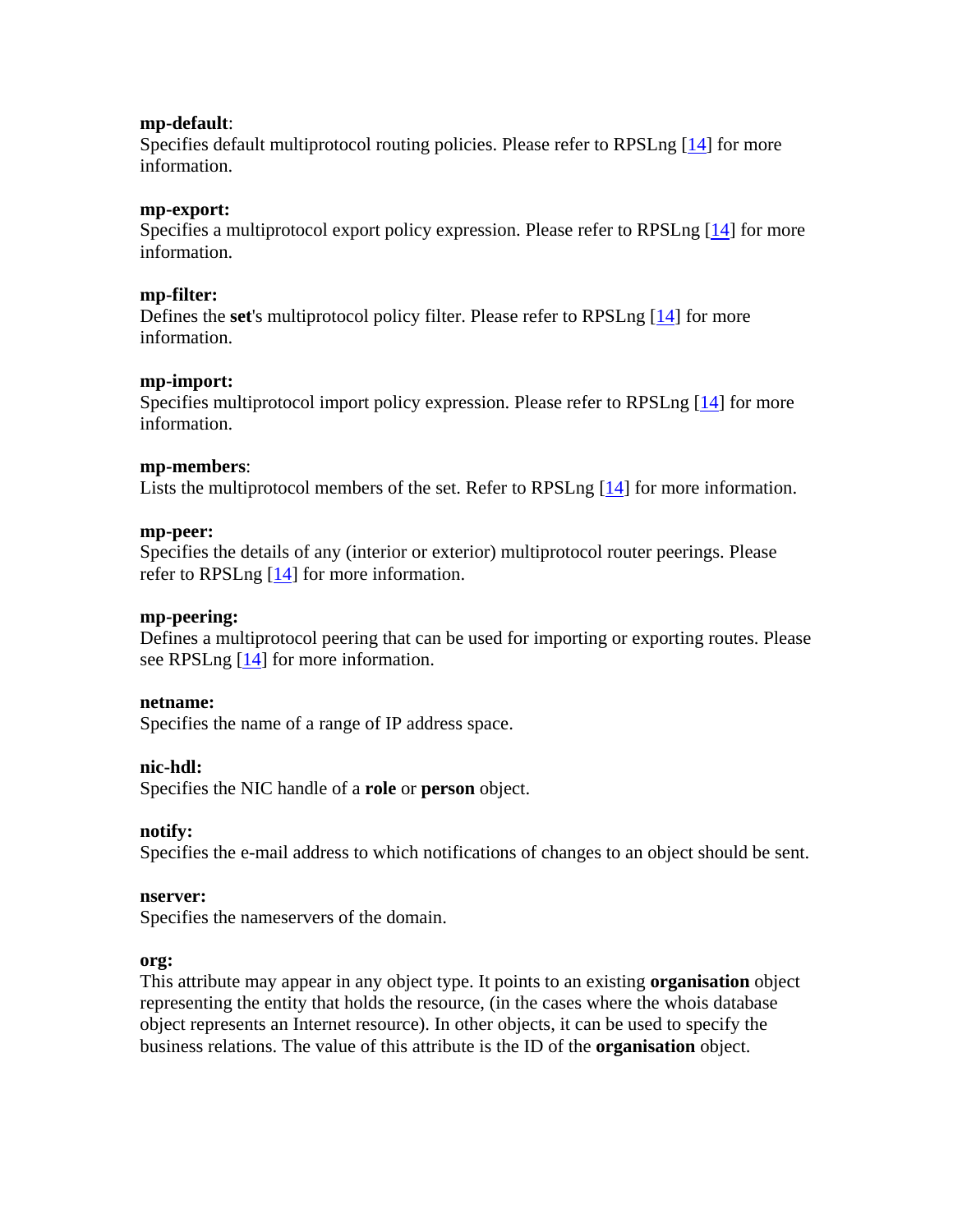**mp-default**:
Specifies default multiprotocol routing policies. Please refer to RPSLng [14] for more information.

**mp-export:**
Specifies a multiprotocol export policy expression. Please refer to RPSLng [14] for more information.

**mp-filter:**
Defines the **set**'s multiprotocol policy filter. Please refer to RPSLng [14] for more information.

**mp-import:**
Specifies multiprotocol import policy expression. Please refer to RPSLng [14] for more information.

**mp-members**:
Lists the multiprotocol members of the set. Refer to RPSLng [14] for more information.

**mp-peer:**
Specifies the details of any (interior or exterior) multiprotocol router peerings. Please refer to RPSLng [14] for more information.

**mp-peering:**
Defines a multiprotocol peering that can be used for importing or exporting routes. Please see RPSLng [14] for more information.

**netname:**
Specifies the name of a range of IP address space.

**nic-hdl:**
Specifies the NIC handle of a **role** or **person** object.

**notify:**
Specifies the e-mail address to which notifications of changes to an object should be sent.

**nserver:**
Specifies the nameservers of the domain.

**org:**
This attribute may appear in any object type. It points to an existing **organisation** object representing the entity that holds the resource, (in the cases where the whois database object represents an Internet resource). In other objects, it can be used to specify the business relations. The value of this attribute is the ID of the **organisation** object.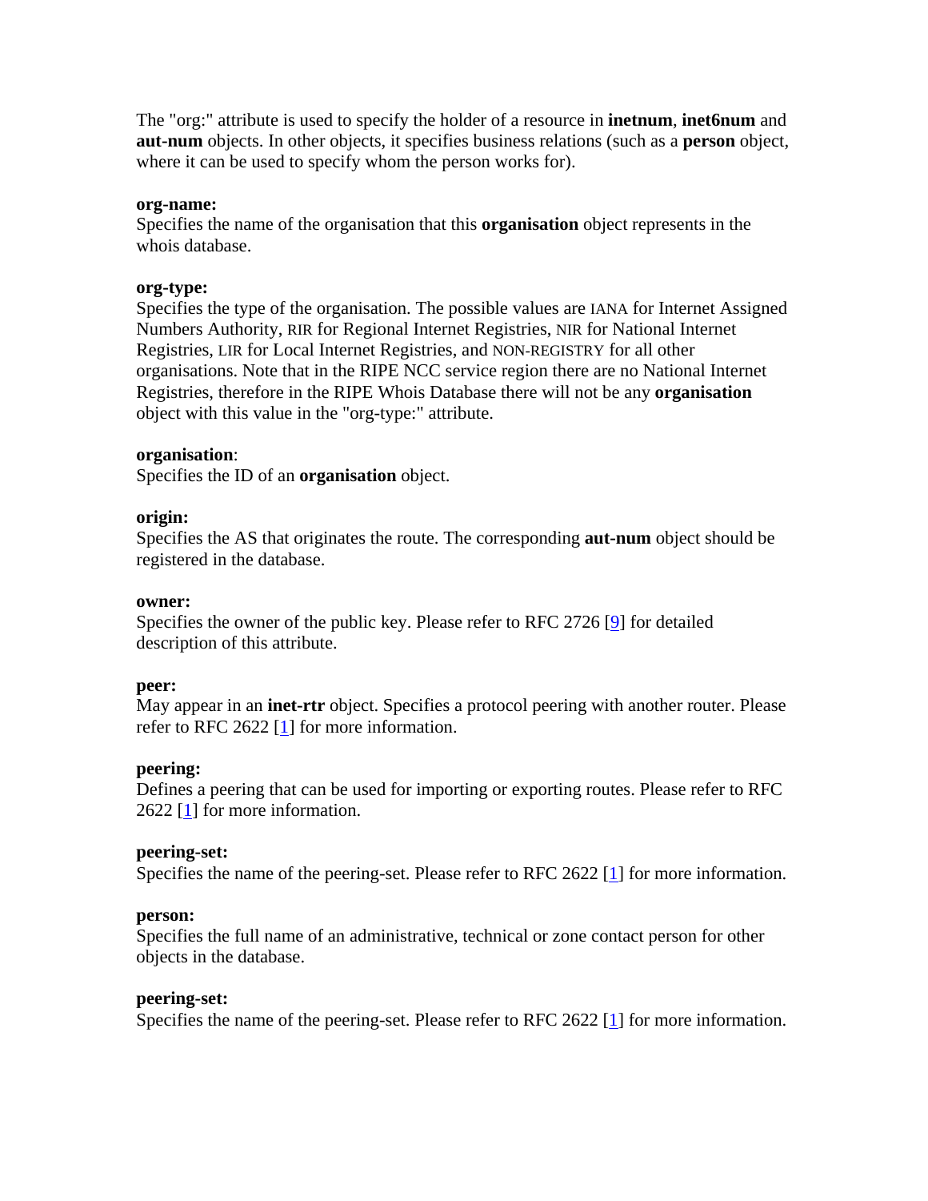The "org:" attribute is used to specify the holder of a resource in **inetnum**, **inet6num** and **aut-num** objects. In other objects, it specifies business relations (such as a **person** object, where it can be used to specify whom the person works for).

**org-name:**
Specifies the name of the organisation that this **organisation** object represents in the whois database.

**org-type:**
Specifies the type of the organisation. The possible values are IANA for Internet Assigned Numbers Authority, RIR for Regional Internet Registries, NIR for National Internet Registries, LIR for Local Internet Registries, and NON-REGISTRY for all other organisations. Note that in the RIPE NCC service region there are no National Internet Registries, therefore in the RIPE Whois Database there will not be any **organisation** object with this value in the "org-type:" attribute.

**organisation**:
Specifies the ID of an **organisation** object.

**origin:**
Specifies the AS that originates the route. The corresponding **aut-num** object should be registered in the database.

**owner:**
Specifies the owner of the public key. Please refer to RFC 2726 [9] for detailed description of this attribute.

**peer:**
May appear in an **inet-rtr** object. Specifies a protocol peering with another router. Please refer to RFC 2622 [1] for more information.

**peering:**
Defines a peering that can be used for importing or exporting routes. Please refer to RFC 2622 [1] for more information.

**peering-set:**
Specifies the name of the peering-set. Please refer to RFC 2622 [1] for more information.

**person:**
Specifies the full name of an administrative, technical or zone contact person for other objects in the database.

**peering-set:**
Specifies the name of the peering-set. Please refer to RFC 2622 [1] for more information.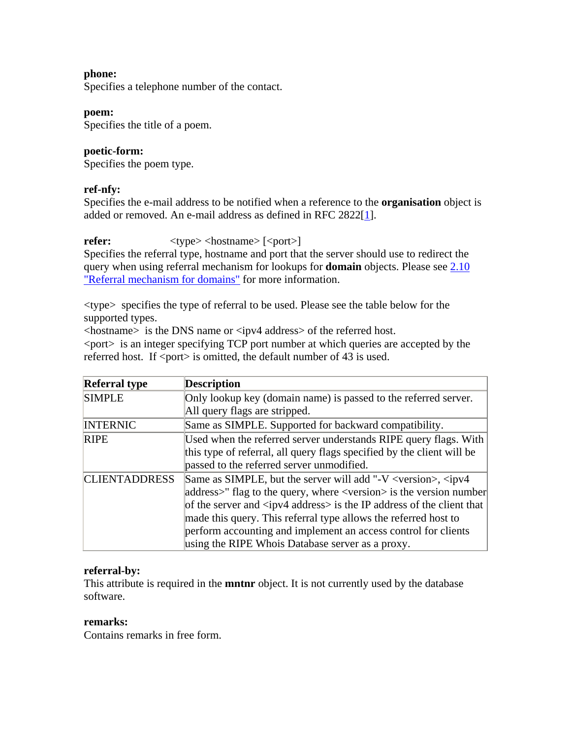**phone:**
Specifies a telephone number of the contact.

**poem:**
Specifies the title of a poem.

**poetic-form:**
Specifies the poem type.

**ref-nfy:**
Specifies the e-mail address to be notified when a reference to the **organisation** object is added or removed. An e-mail address as defined in RFC 2822[1].

**refer:** <type> <hostname> [<port>]
Specifies the referral type, hostname and port that the server should use to redirect the query when using referral mechanism for lookups for **domain** objects. Please see 2.10 "Referral mechanism for domains" for more information.

<type> specifies the type of referral to be used. Please see the table below for the supported types.
<hostname> is the DNS name or <ipv4 address> of the referred host.
<port> is an integer specifying TCP port number at which queries are accepted by the referred host. If <port> is omitted, the default number of 43 is used.

| Referral type | Description |
|---|---|
| SIMPLE | Only lookup key (domain name) is passed to the referred server. All query flags are stripped. |
| INTERNIC | Same as SIMPLE. Supported for backward compatibility. |
| RIPE | Used when the referred server understands RIPE query flags. With this type of referral, all query flags specified by the client will be passed to the referred server unmodified. |
| CLIENTADDRESS | Same as SIMPLE, but the server will add "-V <version>, <ipv4 address>" flag to the query, where <version> is the version number of the server and <ipv4 address> is the IP address of the client that made this query. This referral type allows the referred host to perform accounting and implement an access control for clients using the RIPE Whois Database server as a proxy. |

**referral-by:**
This attribute is required in the **mntnr** object. It is not currently used by the database software.

**remarks:**
Contains remarks in free form.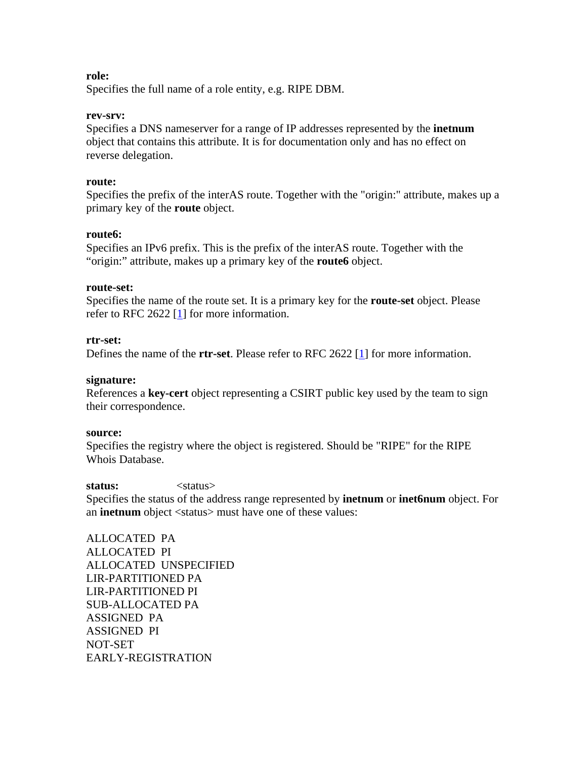**role:**
Specifies the full name of a role entity, e.g. RIPE DBM.

**rev-srv:**
Specifies a DNS nameserver for a range of IP addresses represented by the **inetnum** object that contains this attribute. It is for documentation only and has no effect on reverse delegation.

**route:**
Specifies the prefix of the interAS route. Together with the "origin:" attribute, makes up a primary key of the **route** object.

**route6:**
Specifies an IPv6 prefix. This is the prefix of the interAS route. Together with the “origin:” attribute, makes up a primary key of the **route6** object.

**route-set:**
Specifies the name of the route set. It is a primary key for the **route-set** object. Please refer to RFC 2622 [1] for more information.

**rtr-set:**
Defines the name of the **rtr-set**. Please refer to RFC 2622 [1] for more information.

**signature:**
References a **key-cert** object representing a CSIRT public key used by the team to sign their correspondence.

**source:**
Specifies the registry where the object is registered. Should be "RIPE" for the RIPE Whois Database.

**status:** <status>
Specifies the status of the address range represented by **inetnum** or **inet6num** object. For an **inetnum** object <status> must have one of these values:

ALLOCATED PA
ALLOCATED PI
ALLOCATED UNSPECIFIED
LIR-PARTITIONED PA
LIR-PARTITIONED PI
SUB-ALLOCATED PA
ASSIGNED PA
ASSIGNED PI
NOT-SET
EARLY-REGISTRATION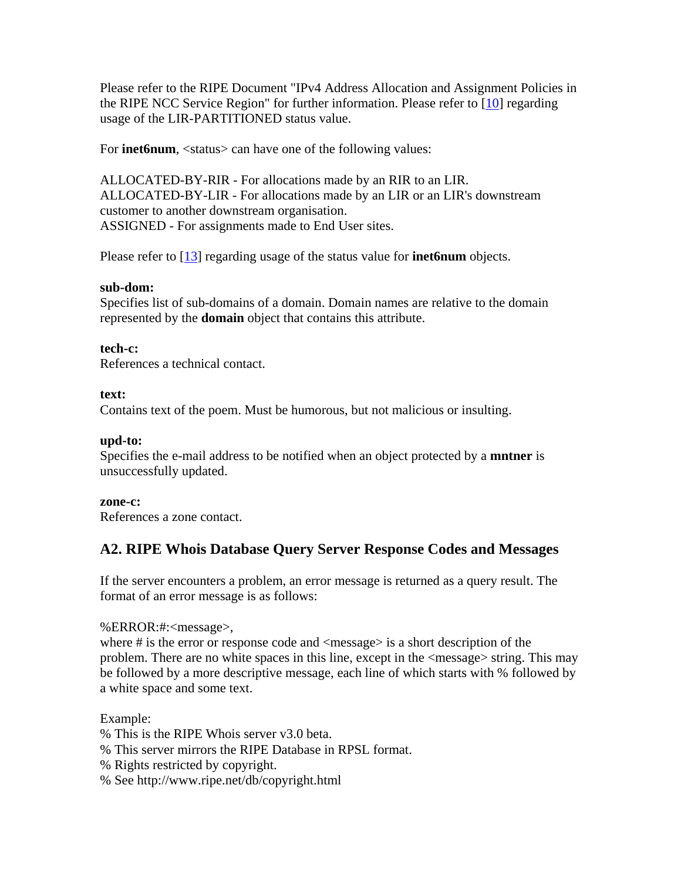Please refer to the RIPE Document "IPv4 Address Allocation and Assignment Policies in the RIPE NCC Service Region" for further information. Please refer to [10] regarding usage of the LIR-PARTITIONED status value.

For **inet6num**, <status> can have one of the following values:

ALLOCATED-BY-RIR - For allocations made by an RIR to an LIR.
ALLOCATED-BY-LIR - For allocations made by an LIR or an LIR's downstream customer to another downstream organisation.
ASSIGNED - For assignments made to End User sites.

Please refer to [13] regarding usage of the status value for **inet6num** objects.

**sub-dom:**
Specifies list of sub-domains of a domain. Domain names are relative to the domain represented by the **domain** object that contains this attribute.

**tech-c:**
References a technical contact.

**text:**
Contains text of the poem. Must be humorous, but not malicious or insulting.

**upd-to:**
Specifies the e-mail address to be notified when an object protected by a **mntner** is unsuccessfully updated.

**zone-c:**
References a zone contact.

## A2. RIPE Whois Database Query Server Response Codes and Messages

If the server encounters a problem, an error message is returned as a query result. The format of an error message is as follows:

%ERROR:#:<message>,
where # is the error or response code and <message> is a short description of the problem. There are no white spaces in this line, except in the <message> string. This may be followed by a more descriptive message, each line of which starts with % followed by a white space and some text.

Example:
% This is the RIPE Whois server v3.0 beta.
% This server mirrors the RIPE Database in RPSL format.
% Rights restricted by copyright.
% See http://www.ripe.net/db/copyright.html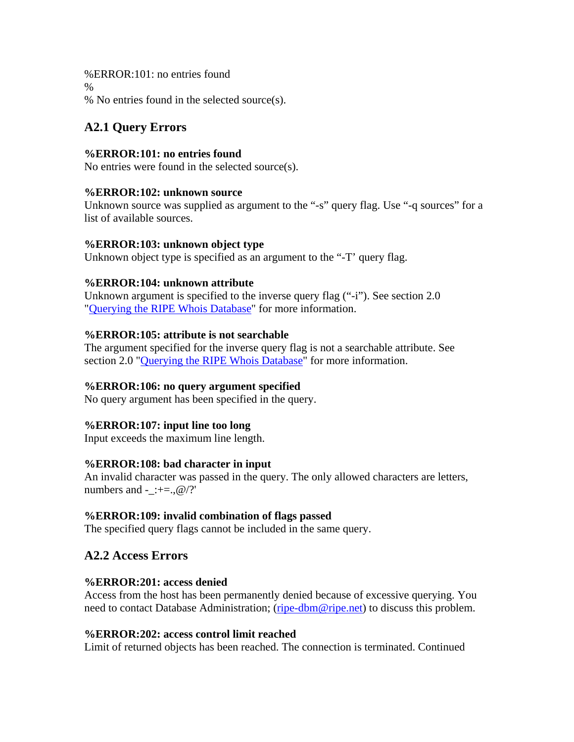%ERROR:101: no entries found  
%  
% No entries found in the selected source(s).

## A2.1 Query Errors

**%ERROR:101: no entries found**  
No entries were found in the selected source(s).

**%ERROR:102: unknown source**  
Unknown source was supplied as argument to the "-s" query flag. Use "-q sources" for a list of available sources.

**%ERROR:103: unknown object type**  
Unknown object type is specified as an argument to the "-T' query flag.

**%ERROR:104: unknown attribute**  
Unknown argument is specified to the inverse query flag ("-i"). See section 2.0 "Querying the RIPE Whois Database" for more information.

**%ERROR:105: attribute is not searchable**  
The argument specified for the inverse query flag is not a searchable attribute. See section 2.0 "Querying the RIPE Whois Database" for more information.

**%ERROR:106: no query argument specified**  
No query argument has been specified in the query.

**%ERROR:107: input line too long**  
Input exceeds the maximum line length.

**%ERROR:108: bad character in input**  
An invalid character was passed in the query. The only allowed characters are letters, numbers and -_:+=.,@/?'

**%ERROR:109: invalid combination of flags passed**  
The specified query flags cannot be included in the same query.

## A2.2 Access Errors

**%ERROR:201: access denied**  
Access from the host has been permanently denied because of excessive querying. You need to contact Database Administration; (ripe-dbm@ripe.net) to discuss this problem.

**%ERROR:202: access control limit reached**  
Limit of returned objects has been reached. The connection is terminated. Continued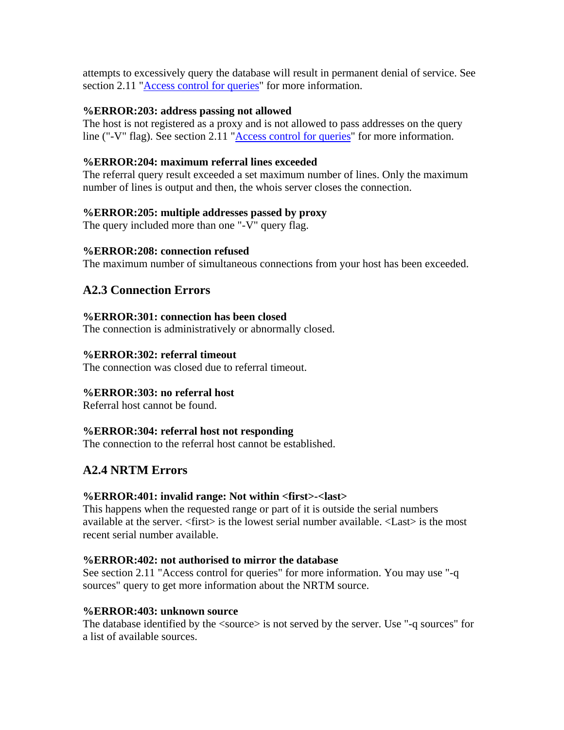attempts to excessively query the database will result in permanent denial of service. See section 2.11 "Access control for queries" for more information.

**%ERROR:203: address passing not allowed**
The host is not registered as a proxy and is not allowed to pass addresses on the query line ("-V" flag). See section 2.11 "Access control for queries" for more information.

**%ERROR:204: maximum referral lines exceeded**
The referral query result exceeded a set maximum number of lines. Only the maximum number of lines is output and then, the whois server closes the connection.

**%ERROR:205: multiple addresses passed by proxy**
The query included more than one "-V" query flag.

**%ERROR:208: connection refused**
The maximum number of simultaneous connections from your host has been exceeded.

## A2.3 Connection Errors

**%ERROR:301: connection has been closed**
The connection is administratively or abnormally closed.

**%ERROR:302: referral timeout**
The connection was closed due to referral timeout.

**%ERROR:303: no referral host**
Referral host cannot be found.

**%ERROR:304: referral host not responding**
The connection to the referral host cannot be established.

## A2.4 NRTM Errors

**%ERROR:401: invalid range: Not within <first>-<last>**
This happens when the requested range or part of it is outside the serial numbers available at the server. <first> is the lowest serial number available. <Last> is the most recent serial number available.

**%ERROR:402: not authorised to mirror the database**
See section 2.11 "Access control for queries" for more information. You may use "-q sources" query to get more information about the NRTM source.

**%ERROR:403: unknown source**
The database identified by the <source> is not served by the server. Use "-q sources" for a list of available sources.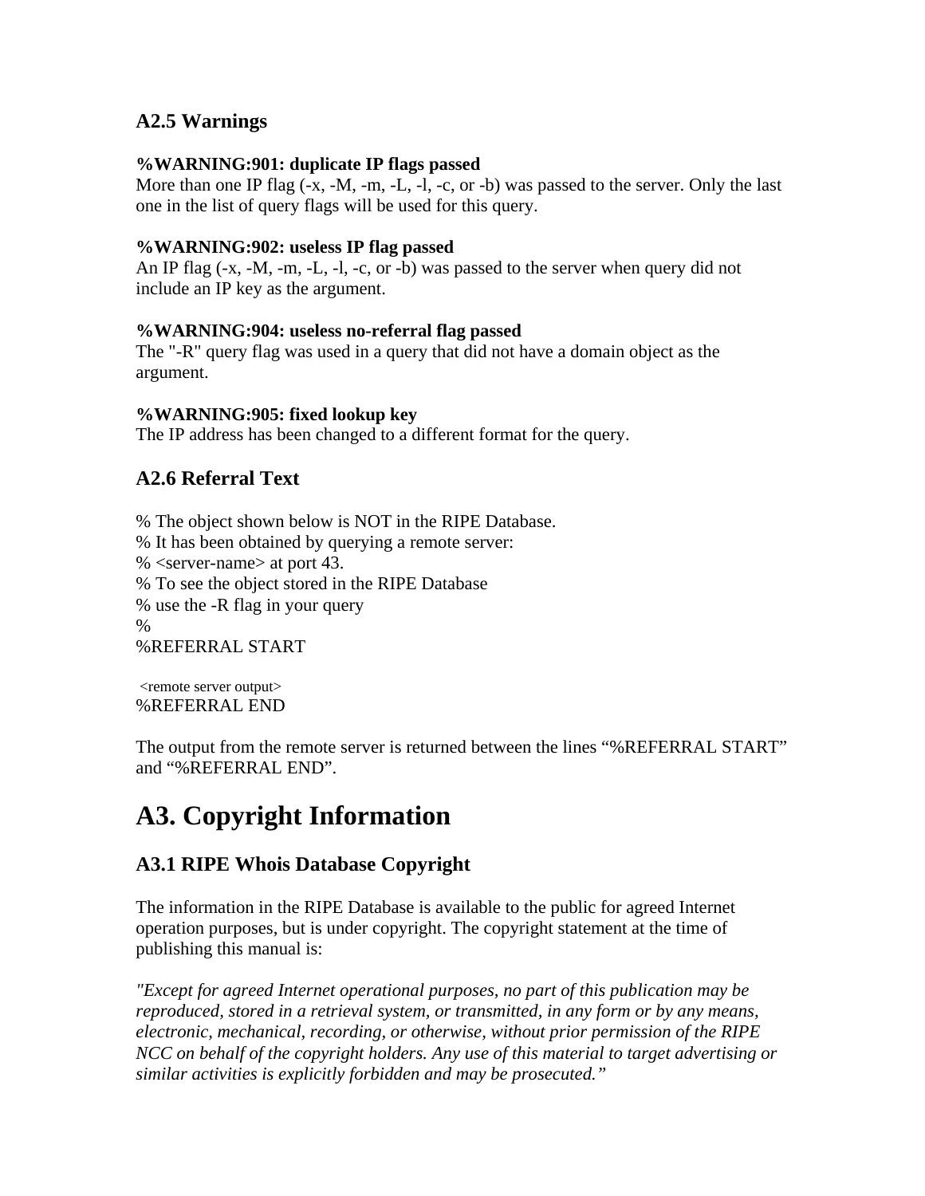### A2.5 Warnings

**%WARNING:901: duplicate IP flags passed**
More than one IP flag (-x, -M, -m, -L, -l, -c, or -b) was passed to the server. Only the last one in the list of query flags will be used for this query.

**%WARNING:902: useless IP flag passed**
An IP flag (-x, -M, -m, -L, -l, -c, or -b) was passed to the server when query did not include an IP key as the argument.

**%WARNING:904: useless no-referral flag passed**
The "-R" query flag was used in a query that did not have a domain object as the argument.

**%WARNING:905: fixed lookup key**
The IP address has been changed to a different format for the query.

### A2.6 Referral Text

```
% The object shown below is NOT in the RIPE Database.
% It has been obtained by querying a remote server:
% <server-name> at port 43.
% To see the object stored in the RIPE Database
% use the -R flag in your query
%
%REFERRAL START

 <remote server output>
%REFERRAL END
```

The output from the remote server is returned between the lines “%REFERRAL START” and “%REFERRAL END”.

# A3. Copyright Information

## A3.1 RIPE Whois Database Copyright

The information in the RIPE Database is available to the public for agreed Internet operation purposes, but is under copyright. The copyright statement at the time of publishing this manual is:

*"Except for agreed Internet operational purposes, no part of this publication may be reproduced, stored in a retrieval system, or transmitted, in any form or by any means, electronic, mechanical, recording, or otherwise, without prior permission of the RIPE NCC on behalf of the copyright holders. Any use of this material to target advertising or similar activities is explicitly forbidden and may be prosecuted.”*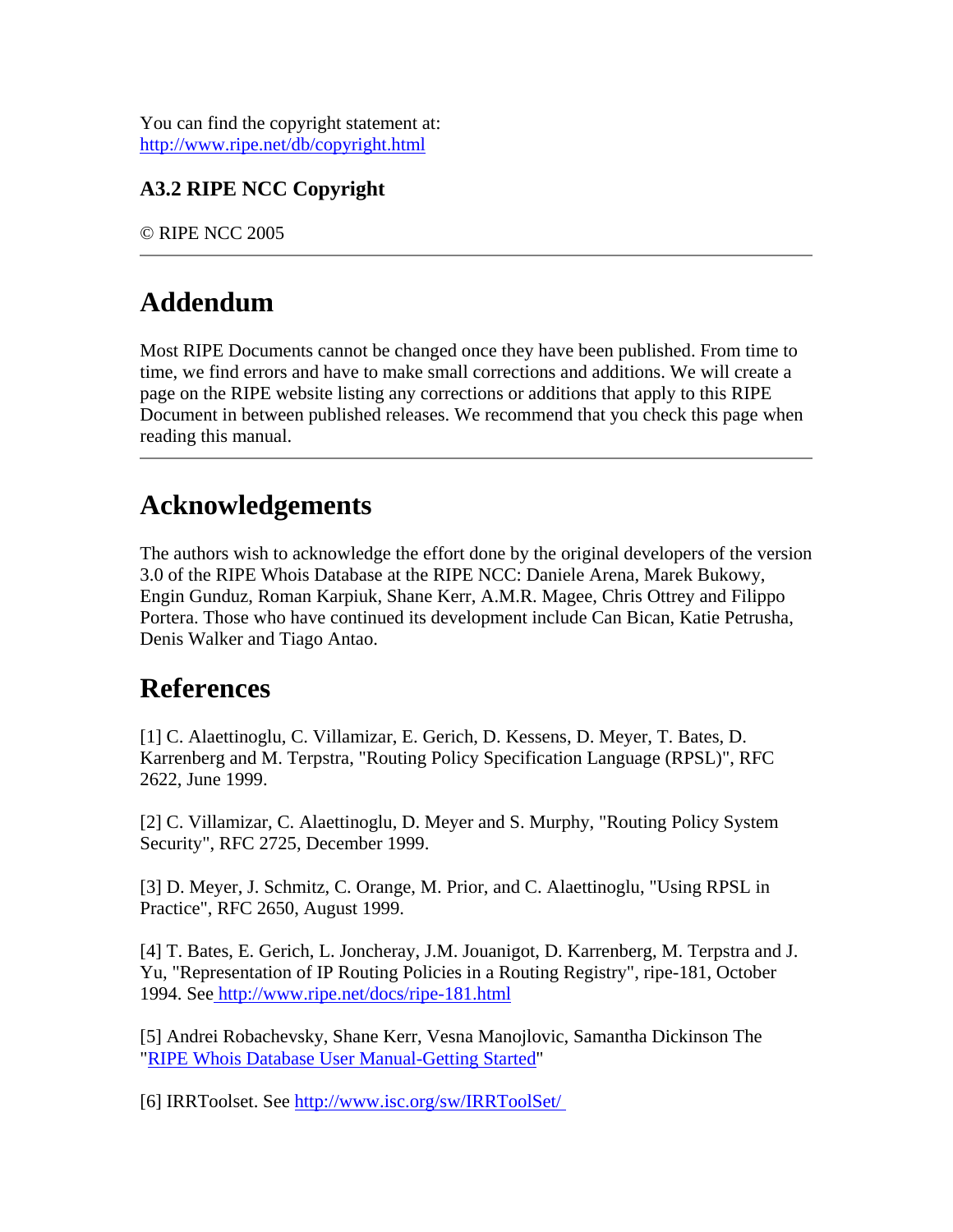You can find the copyright statement at:
http://www.ripe.net/db/copyright.html

### A3.2 RIPE NCC Copyright

© RIPE NCC 2005

---

## Addendum

Most RIPE Documents cannot be changed once they have been published. From time to time, we find errors and have to make small corrections and additions. We will create a page on the RIPE website listing any corrections or additions that apply to this RIPE Document in between published releases. We recommend that you check this page when reading this manual.

---

## Acknowledgements

The authors wish to acknowledge the effort done by the original developers of the version 3.0 of the RIPE Whois Database at the RIPE NCC: Daniele Arena, Marek Bukowy, Engin Gunduz, Roman Karpiuk, Shane Kerr, A.M.R. Magee, Chris Ottrey and Filippo Portera. Those who have continued its development include Can Bican, Katie Petrusha, Denis Walker and Tiago Antao.

## References

[1] C. Alaettinoglu, C. Villamizar, E. Gerich, D. Kessens, D. Meyer, T. Bates, D. Karrenberg and M. Terpstra, "Routing Policy Specification Language (RPSL)", RFC 2622, June 1999.

[2] C. Villamizar, C. Alaettinoglu, D. Meyer and S. Murphy, "Routing Policy System Security", RFC 2725, December 1999.

[3] D. Meyer, J. Schmitz, C. Orange, M. Prior, and C. Alaettinoglu, "Using RPSL in Practice", RFC 2650, August 1999.

[4] T. Bates, E. Gerich, L. Joncheray, J.M. Jouanigot, D. Karrenberg, M. Terpstra and J. Yu, "Representation of IP Routing Policies in a Routing Registry", ripe-181, October 1994. See http://www.ripe.net/docs/ripe-181.html

[5] Andrei Robachevsky, Shane Kerr, Vesna Manojlovic, Samantha Dickinson The "RIPE Whois Database User Manual-Getting Started"

[6] IRRToolset. See http://www.isc.org/sw/IRRToolSet/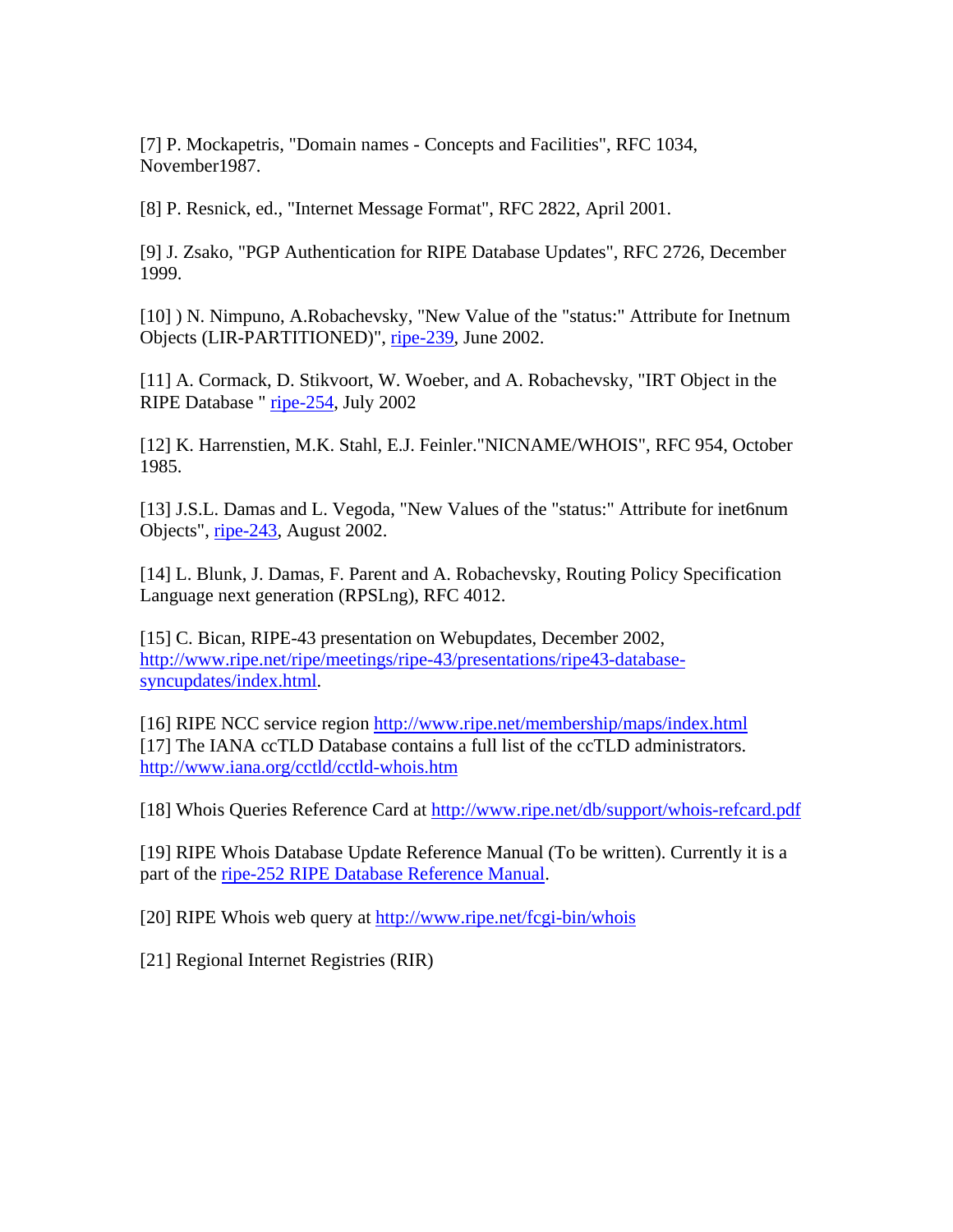[7] P. Mockapetris, "Domain names - Concepts and Facilities", RFC 1034, November1987.

[8] P. Resnick, ed., "Internet Message Format", RFC 2822, April 2001.

[9] J. Zsako, "PGP Authentication for RIPE Database Updates", RFC 2726, December 1999.

[10] ) N. Nimpuno, A.Robachevsky, "New Value of the "status:" Attribute for Inetnum Objects (LIR-PARTITIONED)", [ripe-239](ripe-239), June 2002.

[11] A. Cormack, D. Stikvoort, W. Woeber, and A. Robachevsky, "IRT Object in the RIPE Database " [ripe-254](ripe-254), July 2002

[12] K. Harrenstien, M.K. Stahl, E.J. Feinler."NICNAME/WHOIS", RFC 954, October 1985.

[13] J.S.L. Damas and L. Vegoda, "New Values of the "status:" Attribute for inet6num Objects", [ripe-243](ripe-243), August 2002.

[14] L. Blunk, J. Damas, F. Parent and A. Robachevsky, Routing Policy Specification Language next generation (RPSLng), RFC 4012.

[15] C. Bican, RIPE-43 presentation on Webupdates, December 2002, [http://www.ripe.net/ripe/meetings/ripe-43/presentations/ripe43-database-syncupdates/index.html](http://www.ripe.net/ripe/meetings/ripe-43/presentations/ripe43-database-syncupdates/index.html).

[16] RIPE NCC service region [http://www.ripe.net/membership/maps/index.html](http://www.ripe.net/membership/maps/index.html)
[17] The IANA ccTLD Database contains a full list of the ccTLD administrators. [http://www.iana.org/cctld/cctld-whois.htm](http://www.iana.org/cctld/cctld-whois.htm)

[18] Whois Queries Reference Card at [http://www.ripe.net/db/support/whois-refcard.pdf](http://www.ripe.net/db/support/whois-refcard.pdf)

[19] RIPE Whois Database Update Reference Manual (To be written). Currently it is a part of the [ripe-252 RIPE Database Reference Manual](ripe-252).

[20] RIPE Whois web query at [http://www.ripe.net/fcgi-bin/whois](http://www.ripe.net/fcgi-bin/whois)

[21] Regional Internet Registries (RIR)